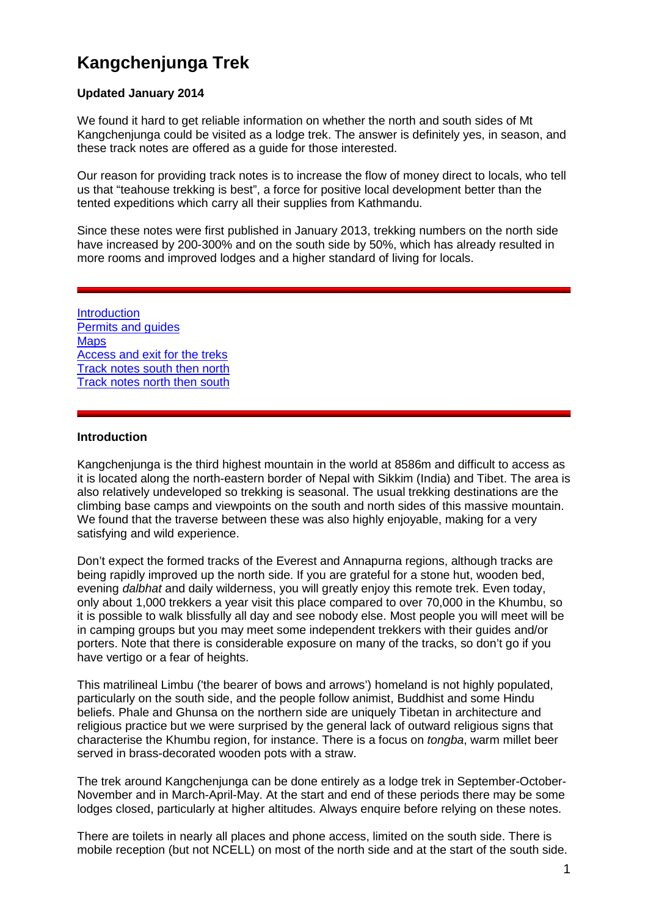# Kangchenjunga Trek

**Updated January 2014**

We found it hard to get reliable information on whether the north and south sides of Mt Kangchenjunga could be visited as a lodge trek. The answer is definitely yes, in season, and these track notes are offered as a guide for those interested.

Our reason for providing track notes is to increase the flow of money direct to locals, who tell us that "teahouse trekking is best", a force for positive local development better than the tented expeditions which carry all their supplies from Kathmandu.

Since these notes were first published in January 2013, trekking numbers on the north side have increased by 200-300% and on the south side by 50%, which has already resulted in more rooms and improved lodges and a higher standard of living for locals.

---

- Introduction
- Permits and guides
- Maps
- Access and exit for the treks
- Track notes south then north
- Track notes north then south

---

**Introduction**

Kangchenjunga is the third highest mountain in the world at 8586m and difficult to access as it is located along the north-eastern border of Nepal with Sikkim (India) and Tibet. The area is also relatively undeveloped so trekking is seasonal. The usual trekking destinations are the climbing base camps and viewpoints on the south and north sides of this massive mountain. We found that the traverse between these was also highly enjoyable, making for a very satisfying and wild experience.

Don't expect the formed tracks of the Everest and Annapurna regions, although tracks are being rapidly improved up the north side. If you are grateful for a stone hut, wooden bed, evening *dalbhat* and daily wilderness, you will greatly enjoy this remote trek. Even today, only about 1,000 trekkers a year visit this place compared to over 70,000 in the Khumbu, so it is possible to walk blissfully all day and see nobody else. Most people you will meet will be in camping groups but you may meet some independent trekkers with their guides and/or porters. Note that there is considerable exposure on many of the tracks, so don't go if you have vertigo or a fear of heights.

This matrilineal Limbu ('the bearer of bows and arrows') homeland is not highly populated, particularly on the south side, and the people follow animist, Buddhist and some Hindu beliefs. Phale and Ghunsa on the northern side are uniquely Tibetan in architecture and religious practice but we were surprised by the general lack of outward religious signs that characterise the Khumbu region, for instance. There is a focus on *tongba*, warm millet beer served in brass-decorated wooden pots with a straw.

The trek around Kangchenjunga can be done entirely as a lodge trek in September-October-November and in March-April-May. At the start and end of these periods there may be some lodges closed, particularly at higher altitudes. Always enquire before relying on these notes.

There are toilets in nearly all places and phone access, limited on the south side. There is mobile reception (but not NCELL) on most of the north side and at the start of the south side.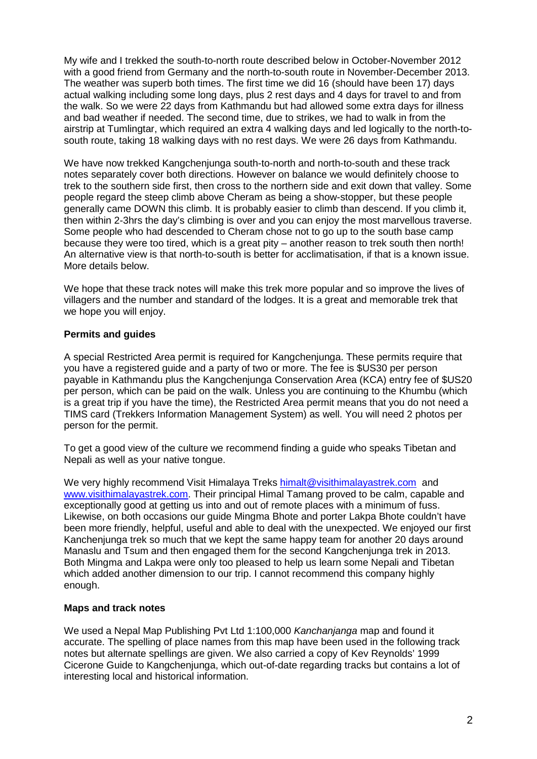My wife and I trekked the south-to-north route described below in October-November 2012 with a good friend from Germany and the north-to-south route in November-December 2013. The weather was superb both times. The first time we did 16 (should have been 17) days actual walking including some long days, plus 2 rest days and 4 days for travel to and from the walk. So we were 22 days from Kathmandu but had allowed some extra days for illness and bad weather if needed. The second time, due to strikes, we had to walk in from the airstrip at Tumlingtar, which required an extra 4 walking days and led logically to the north-to-south route, taking 18 walking days with no rest days. We were 26 days from Kathmandu.

We have now trekked Kangchenjunga south-to-north and north-to-south and these track notes separately cover both directions. However on balance we would definitely choose to trek to the southern side first, then cross to the northern side and exit down that valley. Some people regard the steep climb above Cheram as being a show-stopper, but these people generally came DOWN this climb. It is probably easier to climb than descend. If you climb it, then within 2-3hrs the day's climbing is over and you can enjoy the most marvellous traverse. Some people who had descended to Cheram chose not to go up to the south base camp because they were too tired, which is a great pity – another reason to trek south then north! An alternative view is that north-to-south is better for acclimatisation, if that is a known issue. More details below.

We hope that these track notes will make this trek more popular and so improve the lives of villagers and the number and standard of the lodges. It is a great and memorable trek that we hope you will enjoy.

**Permits and guides**

A special Restricted Area permit is required for Kangchenjunga. These permits require that you have a registered guide and a party of two or more. The fee is $US30 per person payable in Kathmandu plus the Kangchenjunga Conservation Area (KCA) entry fee of $US20 per person, which can be paid on the walk. Unless you are continuing to the Khumbu (which is a great trip if you have the time), the Restricted Area permit means that you do not need a TIMS card (Trekkers Information Management System) as well. You will need 2 photos per person for the permit.

To get a good view of the culture we recommend finding a guide who speaks Tibetan and Nepali as well as your native tongue.

We very highly recommend Visit Himalaya Treks [himalt@visithimalayastrek.com](mailto:himalt@visithimalayastrek.com) and [www.visithimalayastrek.com](http://www.visithimalayastrek.com). Their principal Himal Tamang proved to be calm, capable and exceptionally good at getting us into and out of remote places with a minimum of fuss. Likewise, on both occasions our guide Mingma Bhote and porter Lakpa Bhote couldn't have been more friendly, helpful, useful and able to deal with the unexpected. We enjoyed our first Kanchenjunga trek so much that we kept the same happy team for another 20 days around Manaslu and Tsum and then engaged them for the second Kangchenjunga trek in 2013. Both Mingma and Lakpa were only too pleased to help us learn some Nepali and Tibetan which added another dimension to our trip. I cannot recommend this company highly enough.

**Maps and track notes**

We used a Nepal Map Publishing Pvt Ltd 1:100,000 *Kanchanjanga* map and found it accurate. The spelling of place names from this map have been used in the following track notes but alternate spellings are given. We also carried a copy of Kev Reynolds' 1999 Cicerone Guide to Kangchenjunga, which out-of-date regarding tracks but contains a lot of interesting local and historical information.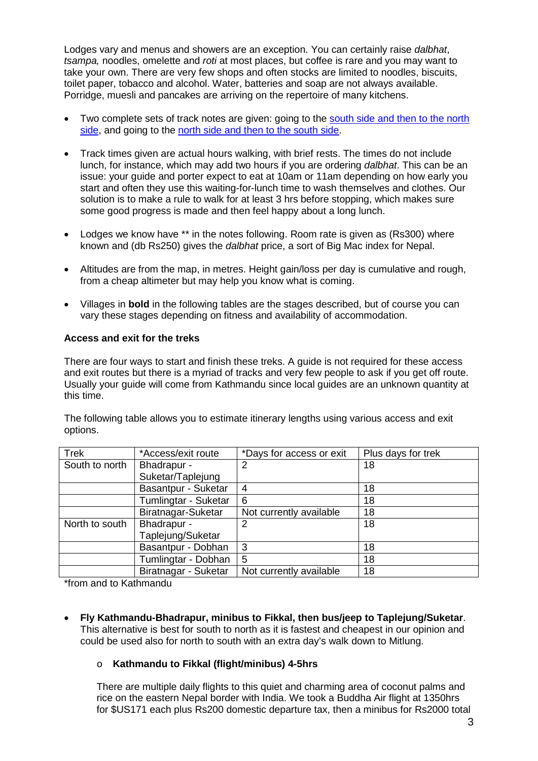Lodges vary and menus and showers are an exception. You can certainly raise *dalbhat*, *tsampa,* noodles, omelette and *roti* at most places, but coffee is rare and you may want to take your own. There are very few shops and often stocks are limited to noodles, biscuits, toilet paper, tobacco and alcohol. Water, batteries and soap are not always available. Porridge, muesli and pancakes are arriving on the repertoire of many kitchens.

- Two complete sets of track notes are given: going to the [south side and then to the north side](#), and going to the [north side and then to the south side](#).
- Track times given are actual hours walking, with brief rests. The times do not include lunch, for instance, which may add two hours if you are ordering *dalbhat*. This can be an issue: your guide and porter expect to eat at 10am or 11am depending on how early you start and often they use this waiting-for-lunch time to wash themselves and clothes. Our solution is to make a rule to walk for at least 3 hrs before stopping, which makes sure some good progress is made and then feel happy about a long lunch.
- Lodges we know have ** in the notes following. Room rate is given as (Rs300) where known and (db Rs250) gives the *dalbhat* price, a sort of Big Mac index for Nepal.
- Altitudes are from the map, in metres. Height gain/loss per day is cumulative and rough, from a cheap altimeter but may help you know what is coming.
- Villages in **bold** in the following tables are the stages described, but of course you can vary these stages depending on fitness and availability of accommodation.

**Access and exit for the treks**

There are four ways to start and finish these treks. A guide is not required for these access and exit routes but there is a myriad of tracks and very few people to ask if you get off route. Usually your guide will come from Kathmandu since local guides are an unknown quantity at this time.

The following table allows you to estimate itinerary lengths using various access and exit options.

| Trek | *Access/exit route | *Days for access or exit | Plus days for trek |
|---|---|---|---|
| South to north | Bhadrapur - Suketar/Taplejung | 2 | 18 |
| | Basantpur - Suketar | 4 | 18 |
| | Tumlingtar - Suketar | 6 | 18 |
| | Biratnagar-Suketar | Not currently available | 18 |
| North to south | Bhadrapur - Taplejung/Suketar | 2 | 18 |
| | Basantpur - Dobhan | 3 | 18 |
| | Tumlingtar - Dobhan | 5 | 18 |
| | Biratnagar - Suketar | Not currently available | 18 |

*from and to Kathmandu

- **Fly Kathmandu-Bhadrapur, minibus to Fikkal, then bus/jeep to Taplejung/Suketar**. This alternative is best for south to north as it is fastest and cheapest in our opinion and could be used also for north to south with an extra day's walk down to Mitlung.
  - **Kathmandu to Fikkal (flight/minibus) 4-5hrs**

    There are multiple daily flights to this quiet and charming area of coconut palms and rice on the eastern Nepal border with India. We took a Buddha Air flight at 1350hrs for $US171 each plus Rs200 domestic departure tax, then a minibus for Rs2000 total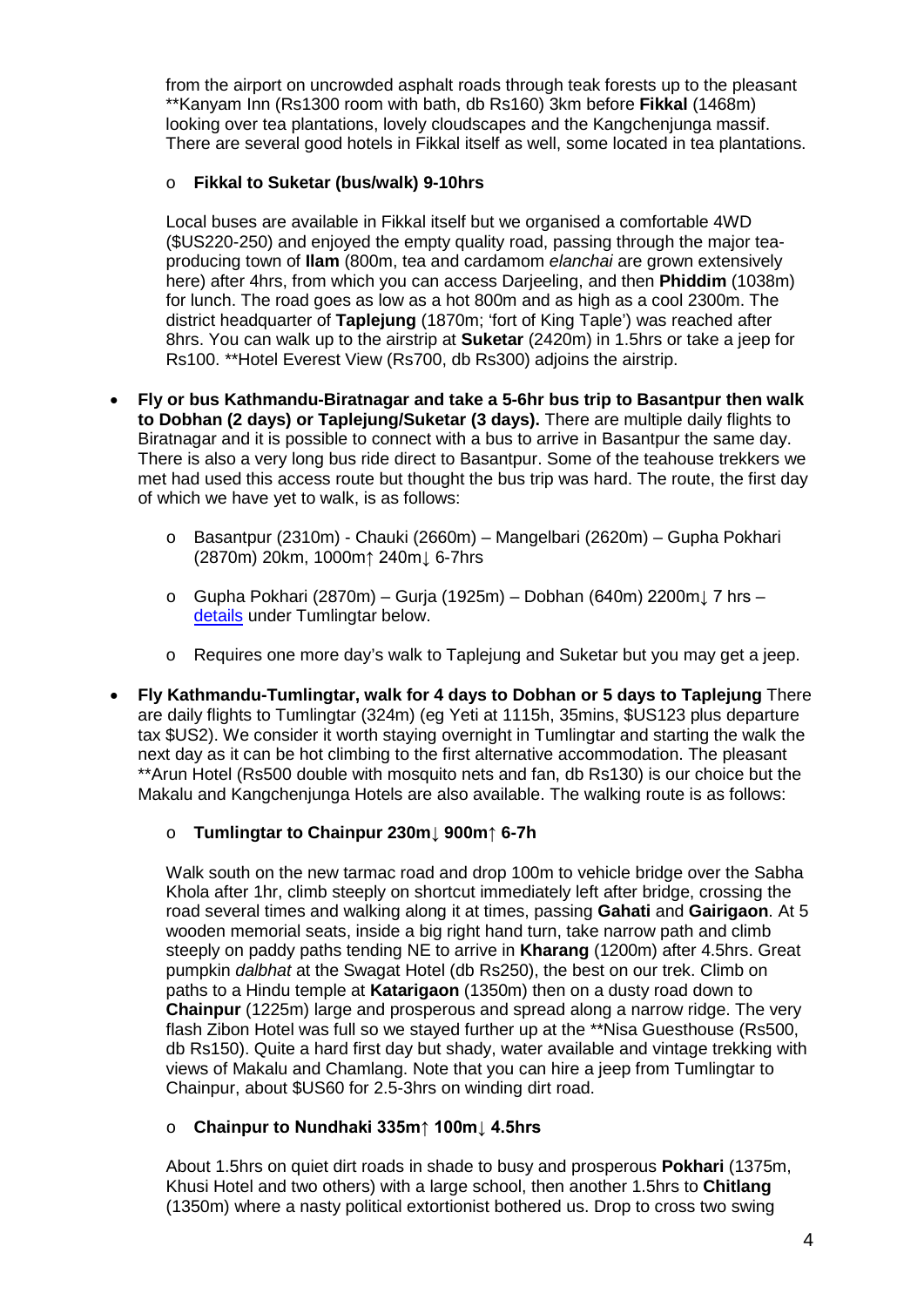from the airport on uncrowded asphalt roads through teak forests up to the pleasant **Kanyam Inn (Rs1300 room with bath, db Rs160) 3km before **Fikkal** (1468m) looking over tea plantations, lovely cloudscapes and the Kangchenjunga massif. There are several good hotels in Fikkal itself as well, some located in tea plantations.

- **Fikkal to Suketar (bus/walk) 9-10hrs**

  Local buses are available in Fikkal itself but we organised a comfortable 4WD ($US220-250) and enjoyed the empty quality road, passing through the major tea-producing town of **Ilam** (800m, tea and cardamom *elanchai* are grown extensively here) after 4hrs, from which you can access Darjeeling, and then **Phiddim** (1038m) for lunch. The road goes as low as a hot 800m and as high as a cool 2300m. The district headquarter of **Taplejung** (1870m; 'fort of King Taple') was reached after 8hrs. You can walk up to the airstrip at **Suketar** (2420m) in 1.5hrs or take a jeep for Rs100. **Hotel Everest View (Rs700, db Rs300) adjoins the airstrip.

- **Fly or bus Kathmandu-Biratnagar and take a 5-6hr bus trip to Basantpur then walk to Dobhan (2 days) or Taplejung/Suketar (3 days).** There are multiple daily flights to Biratnagar and it is possible to connect with a bus to arrive in Basantpur the same day. There is also a very long bus ride direct to Basantpur. Some of the teahouse trekkers we met had used this access route but thought the bus trip was hard. The route, the first day of which we have yet to walk, is as follows:

  - Basantpur (2310m) - Chauki (2660m) – Mangelbari (2620m) – Gupha Pokhari (2870m) 20km, 1000m↑ 240m↓ 6-7hrs

  - Gupha Pokhari (2870m) – Gurja (1925m) – Dobhan (640m) 2200m↓ 7 hrs – details under Tumlingtar below.

  - Requires one more day's walk to Taplejung and Suketar but you may get a jeep.

- **Fly Kathmandu-Tumlingtar, walk for 4 days to Dobhan or 5 days to Taplejung** There are daily flights to Tumlingtar (324m) (eg Yeti at 1115h, 35mins, $US123 plus departure tax $US2). We consider it worth staying overnight in Tumlingtar and starting the walk the next day as it can be hot climbing to the first alternative accommodation. The pleasant **Arun Hotel (Rs500 double with mosquito nets and fan, db Rs130) is our choice but the Makalu and Kangchenjunga Hotels are also available. The walking route is as follows:

  - **Tumlingtar to Chainpur 230m↓ 900m↑ 6-7h**

    Walk south on the new tarmac road and drop 100m to vehicle bridge over the Sabha Khola after 1hr, climb steeply on shortcut immediately left after bridge, crossing the road several times and walking along it at times, passing **Gahati** and **Gairigaon**. At 5 wooden memorial seats, inside a big right hand turn, take narrow path and climb steeply on paddy paths tending NE to arrive in **Kharang** (1200m) after 4.5hrs. Great pumpkin *dalbhat* at the Swagat Hotel (db Rs250), the best on our trek. Climb on paths to a Hindu temple at **Katarigaon** (1350m) then on a dusty road down to **Chainpur** (1225m) large and prosperous and spread along a narrow ridge. The very flash Zibon Hotel was full so we stayed further up at the **Nisa Guesthouse (Rs500, db Rs150). Quite a hard first day but shady, water available and vintage trekking with views of Makalu and Chamlang. Note that you can hire a jeep from Tumlingtar to Chainpur, about $US60 for 2.5-3hrs on winding dirt road.

  - **Chainpur to Nundhaki 335m↑ 100m↓ 4.5hrs**

    About 1.5hrs on quiet dirt roads in shade to busy and prosperous **Pokhari** (1375m, Khusi Hotel and two others) with a large school, then another 1.5hrs to **Chitlang** (1350m) where a nasty political extortionist bothered us. Drop to cross two swing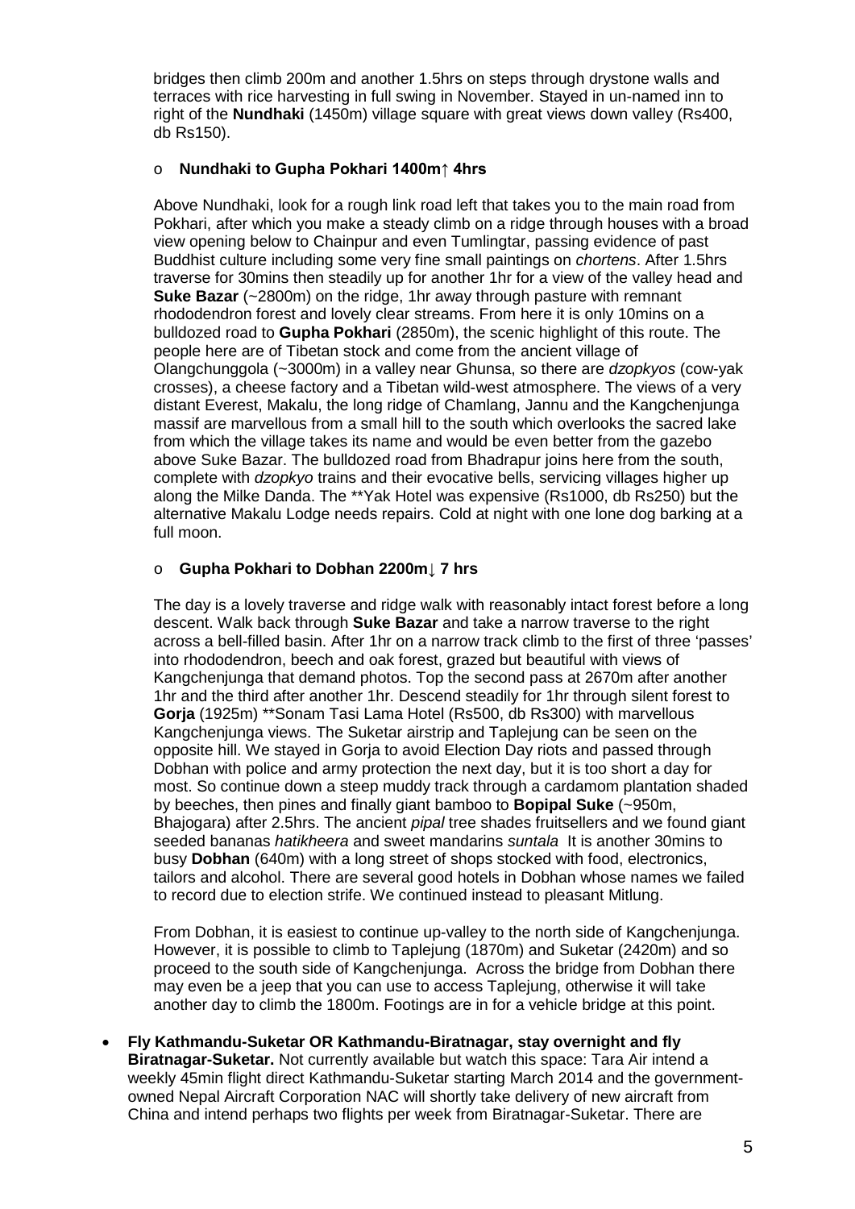bridges then climb 200m and another 1.5hrs on steps through drystone walls and terraces with rice harvesting in full swing in November. Stayed in un-named inn to right of the **Nundhaki** (1450m) village square with great views down valley (Rs400, db Rs150).

- **Nundhaki to Gupha Pokhari 1400m↑ 4hrs**

  Above Nundhaki, look for a rough link road left that takes you to the main road from Pokhari, after which you make a steady climb on a ridge through houses with a broad view opening below to Chainpur and even Tumlingtar, passing evidence of past Buddhist culture including some very fine small paintings on *chortens*. After 1.5hrs traverse for 30mins then steadily up for another 1hr for a view of the valley head and **Suke Bazar** (~2800m) on the ridge, 1hr away through pasture with remnant rhododendron forest and lovely clear streams. From here it is only 10mins on a bulldozed road to **Gupha Pokhari** (2850m), the scenic highlight of this route. The people here are of Tibetan stock and come from the ancient village of Olangchunggola (~3000m) in a valley near Ghunsa, so there are *dzopkyos* (cow-yak crosses), a cheese factory and a Tibetan wild-west atmosphere. The views of a very distant Everest, Makalu, the long ridge of Chamlang, Jannu and the Kangchenjunga massif are marvellous from a small hill to the south which overlooks the sacred lake from which the village takes its name and would be even better from the gazebo above Suke Bazar. The bulldozed road from Bhadrapur joins here from the south, complete with *dzopkyo* trains and their evocative bells, servicing villages higher up along the Milke Danda. The **Yak Hotel was expensive (Rs1000, db Rs250) but the alternative Makalu Lodge needs repairs. Cold at night with one lone dog barking at a full moon.

- **Gupha Pokhari to Dobhan 2200m↓ 7 hrs**

  The day is a lovely traverse and ridge walk with reasonably intact forest before a long descent. Walk back through **Suke Bazar** and take a narrow traverse to the right across a bell-filled basin. After 1hr on a narrow track climb to the first of three 'passes' into rhododendron, beech and oak forest, grazed but beautiful with views of Kangchenjunga that demand photos. Top the second pass at 2670m after another 1hr and the third after another 1hr. Descend steadily for 1hr through silent forest to **Gorja** (1925m) **Sonam Tasi Lama Hotel (Rs500, db Rs300) with marvellous Kangchenjunga views. The Suketar airstrip and Taplejung can be seen on the opposite hill. We stayed in Gorja to avoid Election Day riots and passed through Dobhan with police and army protection the next day, but it is too short a day for most. So continue down a steep muddy track through a cardamom plantation shaded by beeches, then pines and finally giant bamboo to **Bopipal Suke** (~950m, Bhajogara) after 2.5hrs. The ancient *pipal* tree shades fruitsellers and we found giant seeded bananas *hatikheera* and sweet mandarins *suntala*  It is another 30mins to busy **Dobhan** (640m) with a long street of shops stocked with food, electronics, tailors and alcohol. There are several good hotels in Dobhan whose names we failed to record due to election strife. We continued instead to pleasant Mitlung.

  From Dobhan, it is easiest to continue up-valley to the north side of Kangchenjunga. However, it is possible to climb to Taplejung (1870m) and Suketar (2420m) and so proceed to the south side of Kangchenjunga.  Across the bridge from Dobhan there may even be a jeep that you can use to access Taplejung, otherwise it will take another day to climb the 1800m. Footings are in for a vehicle bridge at this point.

- **Fly Kathmandu-Suketar OR Kathmandu-Biratnagar, stay overnight and fly Biratnagar-Suketar.** Not currently available but watch this space: Tara Air intend a weekly 45min flight direct Kathmandu-Suketar starting March 2014 and the government-owned Nepal Aircraft Corporation NAC will shortly take delivery of new aircraft from China and intend perhaps two flights per week from Biratnagar-Suketar. There are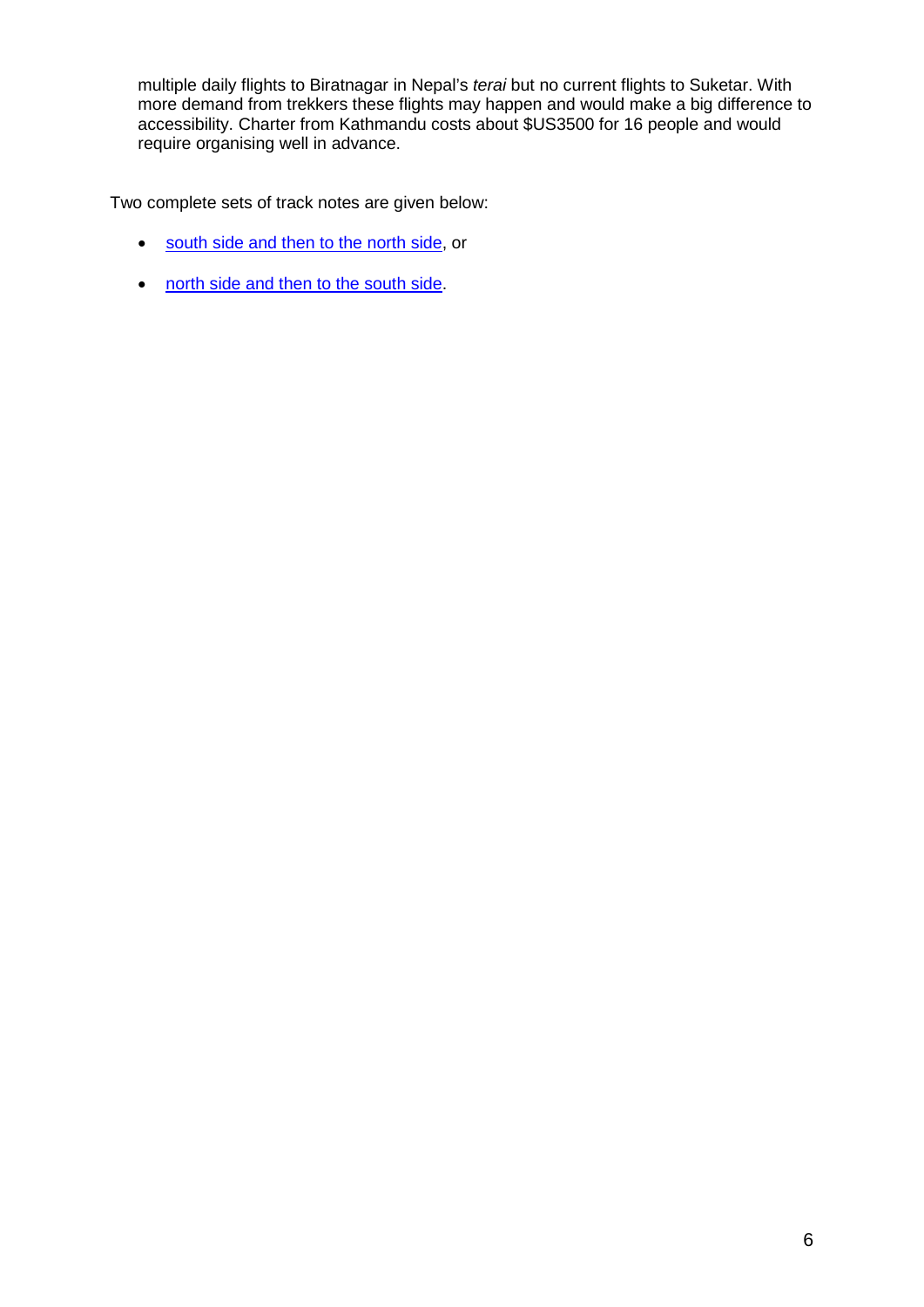multiple daily flights to Biratnagar in Nepal's *terai* but no current flights to Suketar. With more demand from trekkers these flights may happen and would make a big difference to accessibility. Charter from Kathmandu costs about $US3500 for 16 people and would require organising well in advance.

Two complete sets of track notes are given below:

- south side and then to the north side, or
- north side and then to the south side.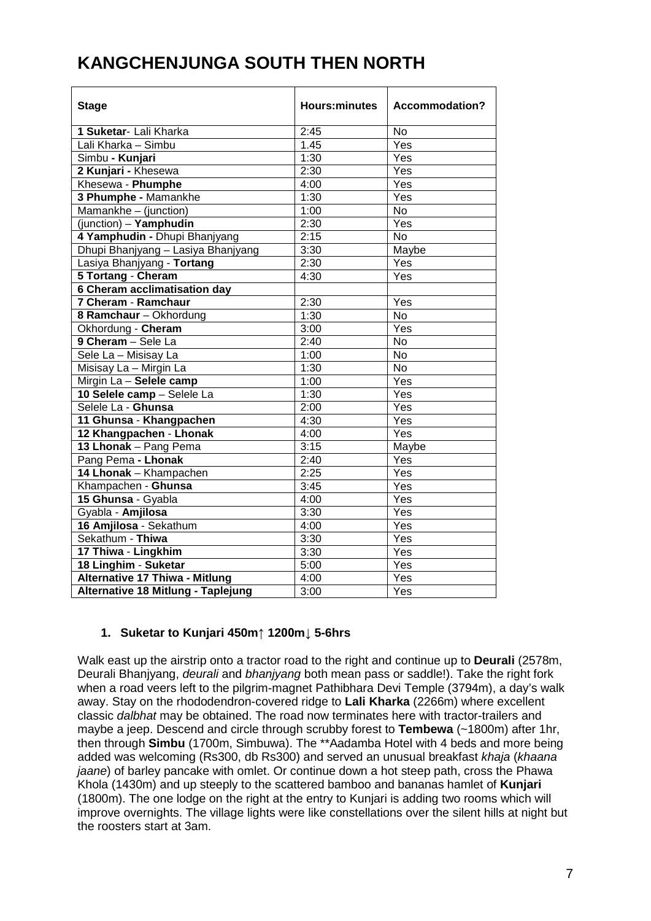# KANGCHENJUNGA SOUTH THEN NORTH

| Stage | Hours:minutes | Accommodation? |
|---|---|---|
| **1 Suketar**- Lali Kharka | 2:45 | No |
| Lali Kharka – Simbu | 1.45 | Yes |
| Simbu **- Kunjari** | 1:30 | Yes |
| **2 Kunjari -** Khesewa | 2:30 | Yes |
| Khesewa - **Phumphe** | 4:00 | Yes |
| **3 Phumphe -** Mamankhe | 1:30 | Yes |
| Mamankhe – (junction) | 1:00 | No |
| (junction) – **Yamphudin** | 2:30 | Yes |
| **4 Yamphudin -** Dhupi Bhanjyang | 2:15 | No |
| Dhupi Bhanjyang – Lasiya Bhanjyang | 3:30 | Maybe |
| Lasiya Bhanjyang - **Tortang** | 2:30 | Yes |
| **5 Tortang** - **Cheram** | 4:30 | Yes |
| **6 Cheram acclimatisation day** | | |
| **7 Cheram** - **Ramchaur** | 2:30 | Yes |
| **8 Ramchaur** – Okhordung | 1:30 | No |
| Okhordung - **Cheram** | 3:00 | Yes |
| **9 Cheram** – Sele La | 2:40 | No |
| Sele La – Misisay La | 1:00 | No |
| Misisay La – Mirgin La | 1:30 | No |
| Mirgin La – **Selele camp** | 1:00 | Yes |
| **10 Selele camp** – Selele La | 1:30 | Yes |
| Selele La - **Ghunsa** | 2:00 | Yes |
| **11 Ghunsa** - **Khangpachen** | 4:30 | Yes |
| **12 Khangpachen** - **Lhonak** | 4:00 | Yes |
| **13 Lhonak** – Pang Pema | 3:15 | Maybe |
| Pang Pema **- Lhonak** | 2:40 | Yes |
| **14 Lhonak** – Khampachen | 2:25 | Yes |
| Khampachen - **Ghunsa** | 3:45 | Yes |
| **15 Ghunsa** - Gyabla | 4:00 | Yes |
| Gyabla - **Amjilosa** | 3:30 | Yes |
| **16 Amjilosa** - Sekathum | 4:00 | Yes |
| Sekathum - **Thiwa** | 3:30 | Yes |
| **17 Thiwa** - **Lingkhim** | 3:30 | Yes |
| **18 Linghim** - **Suketar** | 5:00 | Yes |
| **Alternative 17 Thiwa - Mitlung** | 4:00 | Yes |
| **Alternative 18 Mitlung - Taplejung** | 3:00 | Yes |

1. **Suketar to Kunjari 450m↑ 1200m↓ 5-6hrs**

Walk east up the airstrip onto a tractor road to the right and continue up to **Deurali** (2578m, Deurali Bhanjyang, *deurali* and *bhanjyang* both mean pass or saddle!). Take the right fork when a road veers left to the pilgrim-magnet Pathibhara Devi Temple (3794m), a day's walk away. Stay on the rhododendron-covered ridge to **Lali Kharka** (2266m) where excellent classic *dalbhat* may be obtained. The road now terminates here with tractor-trailers and maybe a jeep. Descend and circle through scrubby forest to **Tembewa** (~1800m) after 1hr, then through **Simbu** (1700m, Simbuwa). The **Aadamba Hotel with 4 beds and more being added was welcoming (Rs300, db Rs300) and served an unusual breakfast *khaja* (*khaana jaane*) of barley pancake with omlet. Or continue down a hot steep path, cross the Phawa Khola (1430m) and up steeply to the scattered bamboo and bananas hamlet of **Kunjari** (1800m). The one lodge on the right at the entry to Kunjari is adding two rooms which will improve overnights. The village lights were like constellations over the silent hills at night but the roosters start at 3am.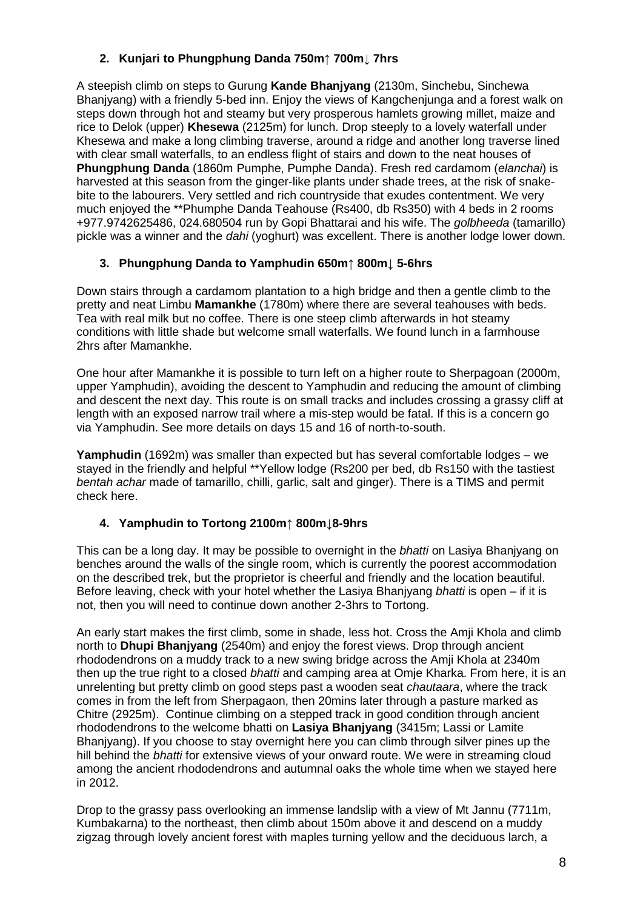## 2. Kunjari to Phungphung Danda 750m↑ 700m↓ 7hrs

A steepish climb on steps to Gurung **Kande Bhanjyang** (2130m, Sinchebu, Sinchewa Bhanjyang) with a friendly 5-bed inn. Enjoy the views of Kangchenjunga and a forest walk on steps down through hot and steamy but very prosperous hamlets growing millet, maize and rice to Delok (upper) **Khesewa** (2125m) for lunch. Drop steeply to a lovely waterfall under Khesewa and make a long climbing traverse, around a ridge and another long traverse lined with clear small waterfalls, to an endless flight of stairs and down to the neat houses of **Phungphung Danda** (1860m Pumphe, Pumphe Danda). Fresh red cardamom (*elanchai*) is harvested at this season from the ginger-like plants under shade trees, at the risk of snake-bite to the labourers. Very settled and rich countryside that exudes contentment. We very much enjoyed the **Phumphe Danda Teahouse (Rs400, db Rs350) with 4 beds in 2 rooms +977.9742625486, 024.680504 run by Gopi Bhattarai and his wife. The *golbheeda* (tamarillo) pickle was a winner and the *dahi* (yoghurt) was excellent. There is another lodge lower down.

## 3. Phungphung Danda to Yamphudin 650m↑ 800m↓ 5-6hrs

Down stairs through a cardamom plantation to a high bridge and then a gentle climb to the pretty and neat Limbu **Mamankhe** (1780m) where there are several teahouses with beds. Tea with real milk but no coffee. There is one steep climb afterwards in hot steamy conditions with little shade but welcome small waterfalls. We found lunch in a farmhouse 2hrs after Mamankhe.

One hour after Mamankhe it is possible to turn left on a higher route to Sherpagoan (2000m, upper Yamphudin), avoiding the descent to Yamphudin and reducing the amount of climbing and descent the next day. This route is on small tracks and includes crossing a grassy cliff at length with an exposed narrow trail where a mis-step would be fatal. If this is a concern go via Yamphudin. See more details on days 15 and 16 of north-to-south.

**Yamphudin** (1692m) was smaller than expected but has several comfortable lodges – we stayed in the friendly and helpful **Yellow lodge (Rs200 per bed, db Rs150 with the tastiest *bentah achar* made of tamarillo, chilli, garlic, salt and ginger). There is a TIMS and permit check here.

## 4. Yamphudin to Tortong 2100m↑ 800m↓8-9hrs

This can be a long day. It may be possible to overnight in the *bhatti* on Lasiya Bhanjyang on benches around the walls of the single room, which is currently the poorest accommodation on the described trek, but the proprietor is cheerful and friendly and the location beautiful. Before leaving, check with your hotel whether the Lasiya Bhanjyang *bhatti* is open – if it is not, then you will need to continue down another 2-3hrs to Tortong.

An early start makes the first climb, some in shade, less hot. Cross the Amji Khola and climb north to **Dhupi Bhanjyang** (2540m) and enjoy the forest views. Drop through ancient rhododendrons on a muddy track to a new swing bridge across the Amji Khola at 2340m then up the true right to a closed *bhatti* and camping area at Omje Kharka. From here, it is an unrelenting but pretty climb on good steps past a wooden seat *chautaara*, where the track comes in from the left from Sherpagaon, then 20mins later through a pasture marked as Chitre (2925m). Continue climbing on a stepped track in good condition through ancient rhododendrons to the welcome bhatti on **Lasiya Bhanjyang** (3415m; Lassi or Lamite Bhanjyang). If you choose to stay overnight here you can climb through silver pines up the hill behind the *bhatti* for extensive views of your onward route. We were in streaming cloud among the ancient rhododendrons and autumnal oaks the whole time when we stayed here in 2012.

Drop to the grassy pass overlooking an immense landslip with a view of Mt Jannu (7711m, Kumbakarna) to the northeast, then climb about 150m above it and descend on a muddy zigzag through lovely ancient forest with maples turning yellow and the deciduous larch, a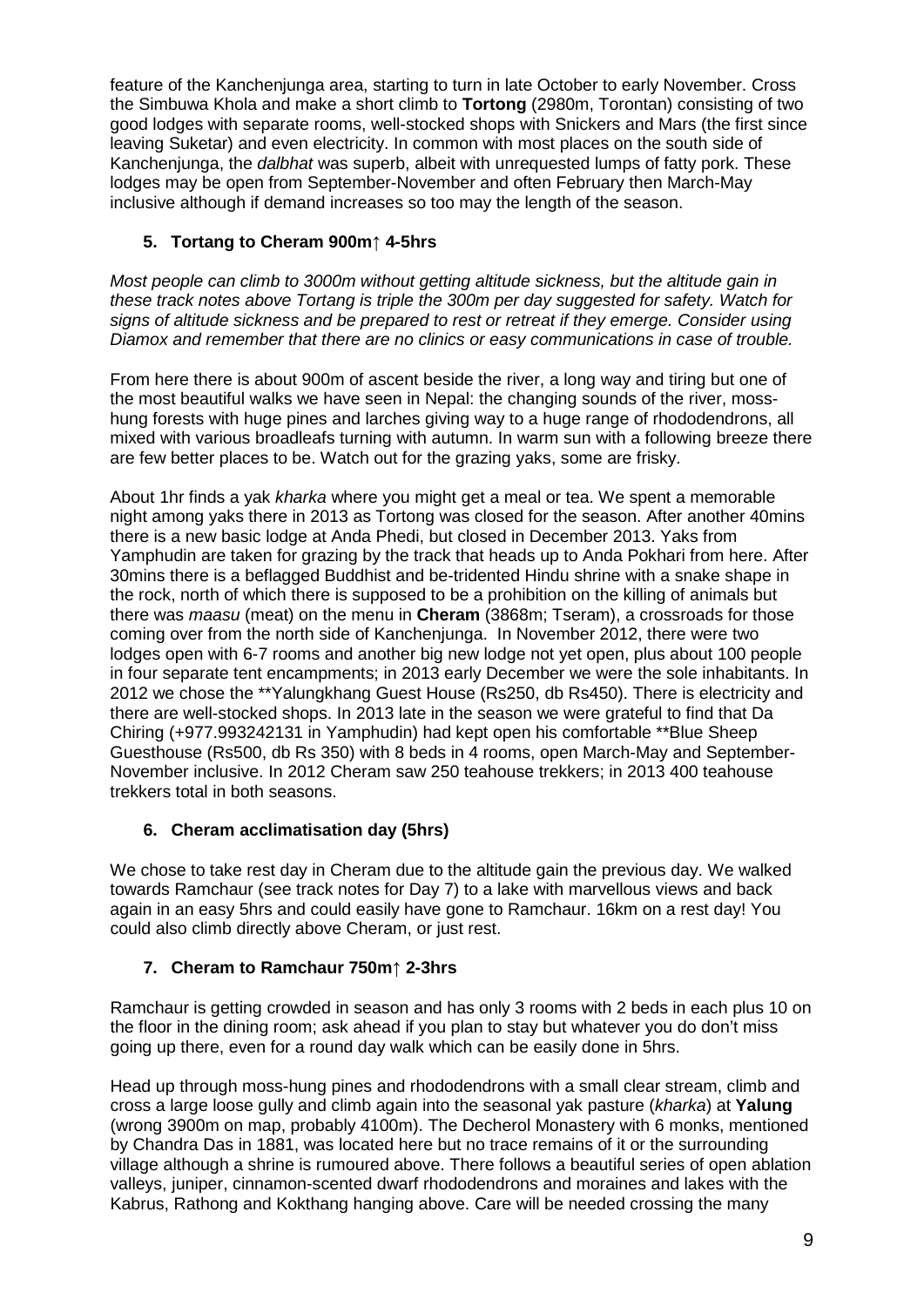feature of the Kanchenjunga area, starting to turn in late October to early November. Cross the Simbuwa Khola and make a short climb to **Tortong** (2980m, Torontan) consisting of two good lodges with separate rooms, well-stocked shops with Snickers and Mars (the first since leaving Suketar) and even electricity. In common with most places on the south side of Kanchenjunga, the *dalbhat* was superb, albeit with unrequested lumps of fatty pork. These lodges may be open from September-November and often February then March-May inclusive although if demand increases so too may the length of the season.

### 5. Tortang to Cheram 900m↑ 4-5hrs

*Most people can climb to 3000m without getting altitude sickness, but the altitude gain in these track notes above Tortang is triple the 300m per day suggested for safety. Watch for signs of altitude sickness and be prepared to rest or retreat if they emerge. Consider using Diamox and remember that there are no clinics or easy communications in case of trouble.*

From here there is about 900m of ascent beside the river, a long way and tiring but one of the most beautiful walks we have seen in Nepal: the changing sounds of the river, moss-hung forests with huge pines and larches giving way to a huge range of rhododendrons, all mixed with various broadleafs turning with autumn. In warm sun with a following breeze there are few better places to be. Watch out for the grazing yaks, some are frisky.

About 1hr finds a yak *kharka* where you might get a meal or tea. We spent a memorable night among yaks there in 2013 as Tortong was closed for the season. After another 40mins there is a new basic lodge at Anda Phedi, but closed in December 2013. Yaks from Yamphudin are taken for grazing by the track that heads up to Anda Pokhari from here. After 30mins there is a beflagged Buddhist and be-tridented Hindu shrine with a snake shape in the rock, north of which there is supposed to be a prohibition on the killing of animals but there was *maasu* (meat) on the menu in **Cheram** (3868m; Tseram), a crossroads for those coming over from the north side of Kanchenjunga. In November 2012, there were two lodges open with 6-7 rooms and another big new lodge not yet open, plus about 100 people in four separate tent encampments; in 2013 early December we were the sole inhabitants. In 2012 we chose the **Yalungkhang Guest House (Rs250, db Rs450). There is electricity and there are well-stocked shops. In 2013 late in the season we were grateful to find that Da Chiring (+977.993242131 in Yamphudin) had kept open his comfortable **Blue Sheep Guesthouse (Rs500, db Rs 350) with 8 beds in 4 rooms, open March-May and September-November inclusive. In 2012 Cheram saw 250 teahouse trekkers; in 2013 400 teahouse trekkers total in both seasons.

### 6. Cheram acclimatisation day (5hrs)

We chose to take rest day in Cheram due to the altitude gain the previous day. We walked towards Ramchaur (see track notes for Day 7) to a lake with marvellous views and back again in an easy 5hrs and could easily have gone to Ramchaur. 16km on a rest day! You could also climb directly above Cheram, or just rest.

### 7. Cheram to Ramchaur 750m↑ 2-3hrs

Ramchaur is getting crowded in season and has only 3 rooms with 2 beds in each plus 10 on the floor in the dining room; ask ahead if you plan to stay but whatever you do don't miss going up there, even for a round day walk which can be easily done in 5hrs.

Head up through moss-hung pines and rhododendrons with a small clear stream, climb and cross a large loose gully and climb again into the seasonal yak pasture (*kharka*) at **Yalung** (wrong 3900m on map, probably 4100m). The Decherol Monastery with 6 monks, mentioned by Chandra Das in 1881, was located here but no trace remains of it or the surrounding village although a shrine is rumoured above. There follows a beautiful series of open ablation valleys, juniper, cinnamon-scented dwarf rhododendrons and moraines and lakes with the Kabrus, Rathong and Kokthang hanging above. Care will be needed crossing the many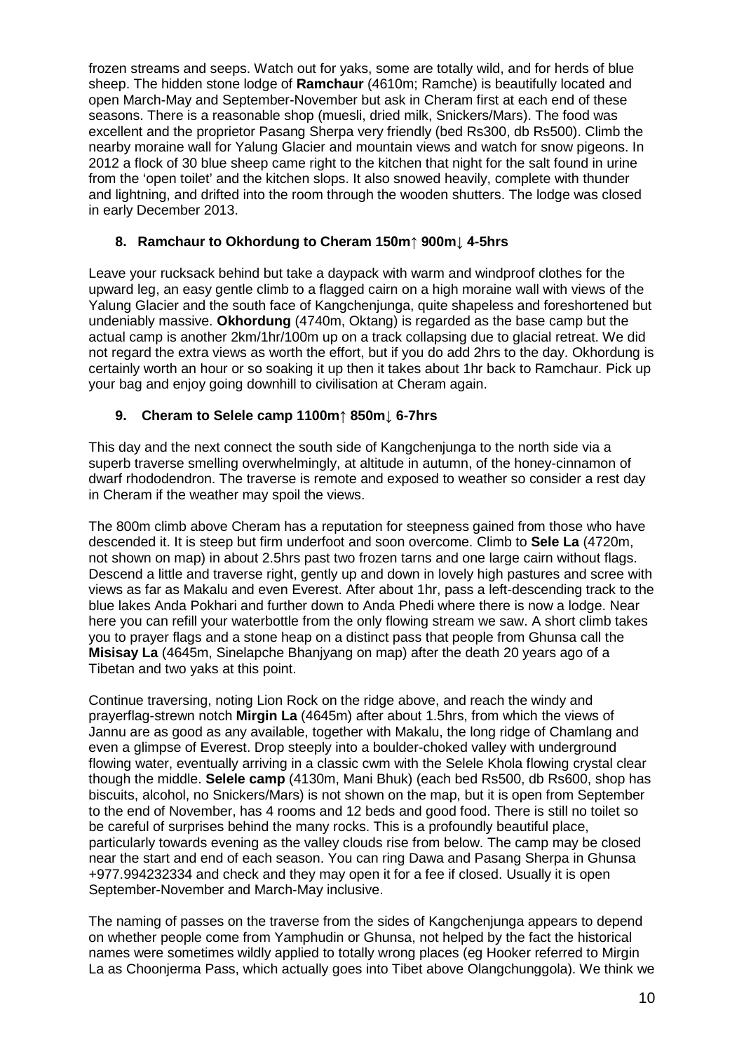frozen streams and seeps. Watch out for yaks, some are totally wild, and for herds of blue sheep. The hidden stone lodge of **Ramchaur** (4610m; Ramche) is beautifully located and open March-May and September-November but ask in Cheram first at each end of these seasons. There is a reasonable shop (muesli, dried milk, Snickers/Mars). The food was excellent and the proprietor Pasang Sherpa very friendly (bed Rs300, db Rs500). Climb the nearby moraine wall for Yalung Glacier and mountain views and watch for snow pigeons. In 2012 a flock of 30 blue sheep came right to the kitchen that night for the salt found in urine from the 'open toilet' and the kitchen slopes. It also snowed heavily, complete with thunder and lightning, and drifted into the room through the wooden shutters. The lodge was closed in early December 2013.

### 8. Ramchaur to Okhordung to Cheram 150m↑ 900m↓ 4-5hrs

Leave your rucksack behind but take a daypack with warm and windproof clothes for the upward leg, an easy gentle climb to a flagged cairn on a high moraine wall with views of the Yalung Glacier and the south face of Kangchenjunga, quite shapeless and foreshortened but undeniably massive. **Okhordung** (4740m, Oktang) is regarded as the base camp but the actual camp is another 2km/1hr/100m up on a track collapsing due to glacial retreat. We did not regard the extra views as worth the effort, but if you do add 2hrs to the day. Okhordung is certainly worth an hour or so soaking it up then it takes about 1hr back to Ramchaur. Pick up your bag and enjoy going downhill to civilisation at Cheram again.

### 9. Cheram to Selele camp 1100m↑ 850m↓ 6-7hrs

This day and the next connect the south side of Kangchenjunga to the north side via a superb traverse smelling overwhelmingly, at altitude in autumn, of the honey-cinnamon of dwarf rhododendron. The traverse is remote and exposed to weather so consider a rest day in Cheram if the weather may spoil the views.

The 800m climb above Cheram has a reputation for steepness gained from those who have descended it. It is steep but firm underfoot and soon overcome. Climb to **Sele La** (4720m, not shown on map) in about 2.5hrs past two frozen tarns and one large cairn without flags. Descend a little and traverse right, gently up and down in lovely high pastures and scree with views as far as Makalu and even Everest. After about 1hr, pass a left-descending track to the blue lakes Anda Pokhari and further down to Anda Phedi where there is now a lodge. Near here you can refill your waterbottle from the only flowing stream we saw. A short climb takes you to prayer flags and a stone heap on a distinct pass that people from Ghunsa call the **Misisay La** (4645m, Sinelapche Bhanjyang on map) after the death 20 years ago of a Tibetan and two yaks at this point.

Continue traversing, noting Lion Rock on the ridge above, and reach the windy and prayerflag-strewn notch **Mirgin La** (4645m) after about 1.5hrs, from which the views of Jannu are as good as any available, together with Makalu, the long ridge of Chamlang and even a glimpse of Everest. Drop steeply into a boulder-choked valley with underground flowing water, eventually arriving in a classic cwm with the Selele Khola flowing crystal clear though the middle. **Selele camp** (4130m, Mani Bhuk) (each bed Rs500, db Rs600, shop has biscuits, alcohol, no Snickers/Mars) is not shown on the map, but it is open from September to the end of November, has 4 rooms and 12 beds and good food. There is still no toilet so be careful of surprises behind the many rocks. This is a profoundly beautiful place, particularly towards evening as the valley clouds rise from below. The camp may be closed near the start and end of each season. You can ring Dawa and Pasang Sherpa in Ghunsa +977.994232334 and check and they may open it for a fee if closed. Usually it is open September-November and March-May inclusive.

The naming of passes on the traverse from the sides of Kangchenjunga appears to depend on whether people come from Yamphudin or Ghunsa, not helped by the fact the historical names were sometimes wildly applied to totally wrong places (eg Hooker referred to Mirgin La as Choonjerma Pass, which actually goes into Tibet above Olangchunggola). We think we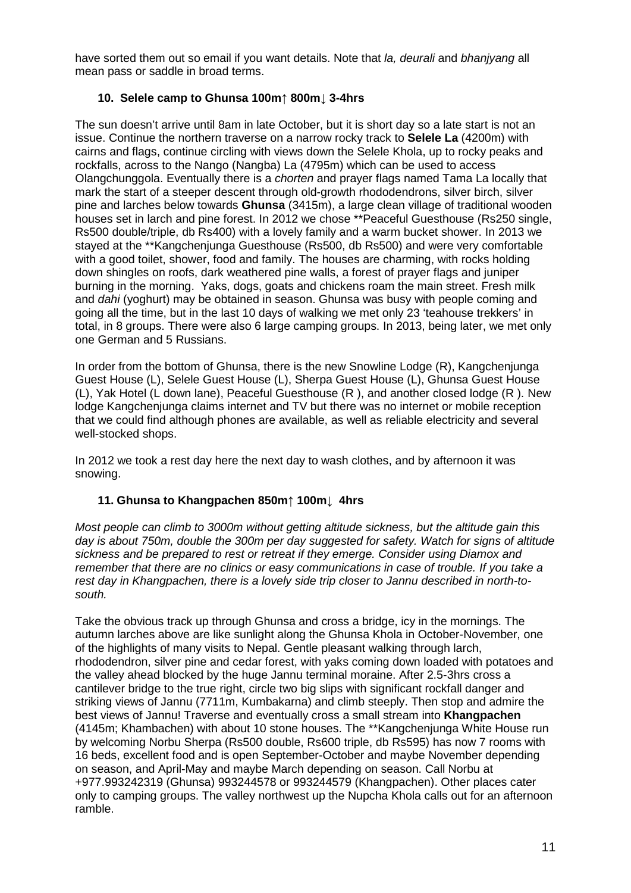have sorted them out so email if you want details. Note that *la, deurali* and *bhanjyang* all mean pass or saddle in broad terms.

### 10. Selele camp to Ghunsa 100m↑ 800m↓ 3-4hrs

The sun doesn't arrive until 8am in late October, but it is short day so a late start is not an issue. Continue the northern traverse on a narrow rocky track to **Selele La** (4200m) with cairns and flags, continue circling with views down the Selele Khola, up to rocky peaks and rockfalls, across to the Nango (Nangba) La (4795m) which can be used to access Olangchunggola. Eventually there is a *chorten* and prayer flags named Tama La locally that mark the start of a steeper descent through old-growth rhododendrons, silver birch, silver pine and larches below towards **Ghunsa** (3415m), a large clean village of traditional wooden houses set in larch and pine forest. In 2012 we chose **Peaceful Guesthouse (Rs250 single, Rs500 double/triple, db Rs400) with a lovely family and a warm bucket shower. In 2013 we stayed at the **Kangchenjunga Guesthouse (Rs500, db Rs500) and were very comfortable with a good toilet, shower, food and family. The houses are charming, with rocks holding down shingles on roofs, dark weathered pine walls, a forest of prayer flags and juniper burning in the morning. Yaks, dogs, goats and chickens roam the main street. Fresh milk and *dahi* (yoghurt) may be obtained in season. Ghunsa was busy with people coming and going all the time, but in the last 10 days of walking we met only 23 'teahouse trekkers' in total, in 8 groups. There were also 6 large camping groups. In 2013, being later, we met only one German and 5 Russians.

In order from the bottom of Ghunsa, there is the new Snowline Lodge (R), Kangchenjunga Guest House (L), Selele Guest House (L), Sherpa Guest House (L), Ghunsa Guest House (L), Yak Hotel (L down lane), Peaceful Guesthouse (R ), and another closed lodge (R ). New lodge Kangchenjunga claims internet and TV but there was no internet or mobile reception that we could find although phones are available, as well as reliable electricity and several well-stocked shops.

In 2012 we took a rest day here the next day to wash clothes, and by afternoon it was snowing.

### 11. Ghunsa to Khangpachen 850m↑ 100m↓ 4hrs

*Most people can climb to 3000m without getting altitude sickness, but the altitude gain this day is about 750m, double the 300m per day suggested for safety. Watch for signs of altitude sickness and be prepared to rest or retreat if they emerge. Consider using Diamox and remember that there are no clinics or easy communications in case of trouble. If you take a rest day in Khangpachen, there is a lovely side trip closer to Jannu described in north-to-south.*

Take the obvious track up through Ghunsa and cross a bridge, icy in the mornings. The autumn larches above are like sunlight along the Ghunsa Khola in October-November, one of the highlights of many visits to Nepal. Gentle pleasant walking through larch, rhododendron, silver pine and cedar forest, with yaks coming down loaded with potatoes and the valley ahead blocked by the huge Jannu terminal moraine. After 2.5-3hrs cross a cantilever bridge to the true right, circle two big slips with significant rockfall danger and striking views of Jannu (7711m, Kumbakarna) and climb steeply. Then stop and admire the best views of Jannu! Traverse and eventually cross a small stream into **Khangpachen** (4145m; Khambachen) with about 10 stone houses. The **Kangchenjunga White House run by welcoming Norbu Sherpa (Rs500 double, Rs600 triple, db Rs595) has now 7 rooms with 16 beds, excellent food and is open September-October and maybe November depending on season, and April-May and maybe March depending on season. Call Norbu at +977.993242319 (Ghunsa) 993244578 or 993244579 (Khangpachen). Other places cater only to camping groups. The valley northwest up the Nupcha Khola calls out for an afternoon ramble.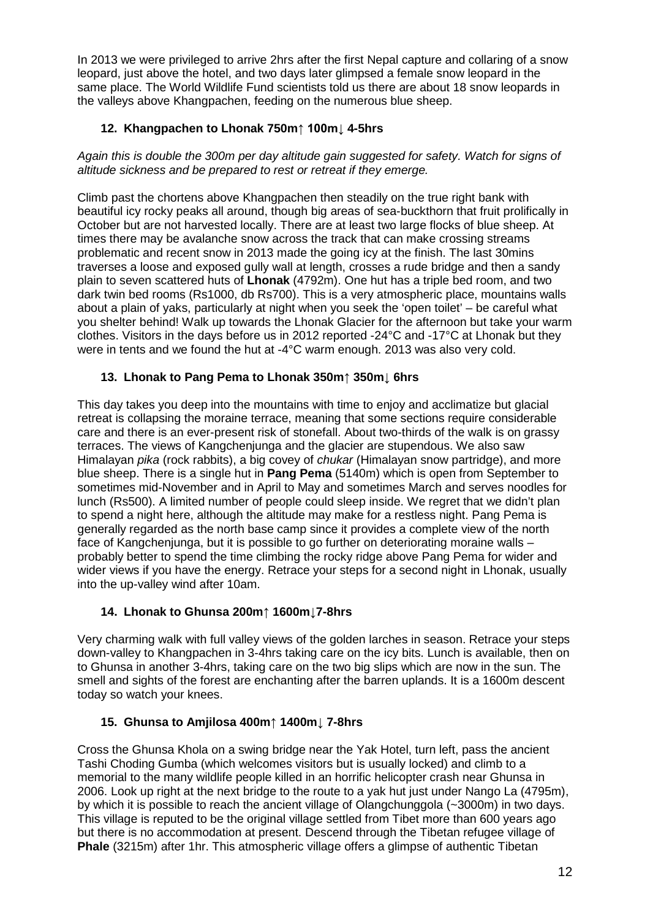In 2013 we were privileged to arrive 2hrs after the first Nepal capture and collaring of a snow leopard, just above the hotel, and two days later glimpsed a female snow leopard in the same place. The World Wildlife Fund scientists told us there are about 18 snow leopards in the valleys above Khangpachen, feeding on the numerous blue sheep.

### 12. Khangpachen to Lhonak 750m↑ 100m↓ 4-5hrs

*Again this is double the 300m per day altitude gain suggested for safety. Watch for signs of altitude sickness and be prepared to rest or retreat if they emerge.*

Climb past the chortens above Khangpachen then steadily on the true right bank with beautiful icy rocky peaks all around, though big areas of sea-buckthorn that fruit prolifically in October but are not harvested locally. There are at least two large flocks of blue sheep. At times there may be avalanche snow across the track that can make crossing streams problematic and recent snow in 2013 made the going icy at the finish. The last 30mins traverses a loose and exposed gully wall at length, crosses a rude bridge and then a sandy plain to seven scattered huts of **Lhonak** (4792m). One hut has a triple bed room, and two dark twin bed rooms (Rs1000, db Rs700). This is a very atmospheric place, mountains walls about a plain of yaks, particularly at night when you seek the 'open toilet' – be careful what you shelter behind! Walk up towards the Lhonak Glacier for the afternoon but take your warm clothes. Visitors in the days before us in 2012 reported -24°C and -17°C at Lhonak but they were in tents and we found the hut at -4°C warm enough. 2013 was also very cold.

### 13. Lhonak to Pang Pema to Lhonak 350m↑ 350m↓ 6hrs

This day takes you deep into the mountains with time to enjoy and acclimatize but glacial retreat is collapsing the moraine terrace, meaning that some sections require considerable care and there is an ever-present risk of stonefall. About two-thirds of the walk is on grassy terraces. The views of Kangchenjunga and the glacier are stupendous. We also saw Himalayan *pika* (rock rabbits), a big covey of *chukar* (Himalayan snow partridge), and more blue sheep. There is a single hut in **Pang Pema** (5140m) which is open from September to sometimes mid-November and in April to May and sometimes March and serves noodles for lunch (Rs500). A limited number of people could sleep inside. We regret that we didn't plan to spend a night here, although the altitude may make for a restless night. Pang Pema is generally regarded as the north base camp since it provides a complete view of the north face of Kangchenjunga, but it is possible to go further on deteriorating moraine walls – probably better to spend the time climbing the rocky ridge above Pang Pema for wider and wider views if you have the energy. Retrace your steps for a second night in Lhonak, usually into the up-valley wind after 10am.

### 14. Lhonak to Ghunsa 200m↑ 1600m↓7-8hrs

Very charming walk with full valley views of the golden larches in season. Retrace your steps down-valley to Khangpachen in 3-4hrs taking care on the icy bits. Lunch is available, then on to Ghunsa in another 3-4hrs, taking care on the two big slips which are now in the sun. The smell and sights of the forest are enchanting after the barren uplands. It is a 1600m descent today so watch your knees.

### 15. Ghunsa to Amjilosa 400m↑ 1400m↓ 7-8hrs

Cross the Ghunsa Khola on a swing bridge near the Yak Hotel, turn left, pass the ancient Tashi Choding Gumba (which welcomes visitors but is usually locked) and climb to a memorial to the many wildlife people killed in an horrific helicopter crash near Ghunsa in 2006. Look up right at the next bridge to the route to a yak hut just under Nango La (4795m), by which it is possible to reach the ancient village of Olangchunggola (~3000m) in two days. This village is reputed to be the original village settled from Tibet more than 600 years ago but there is no accommodation at present. Descend through the Tibetan refugee village of **Phale** (3215m) after 1hr. This atmospheric village offers a glimpse of authentic Tibetan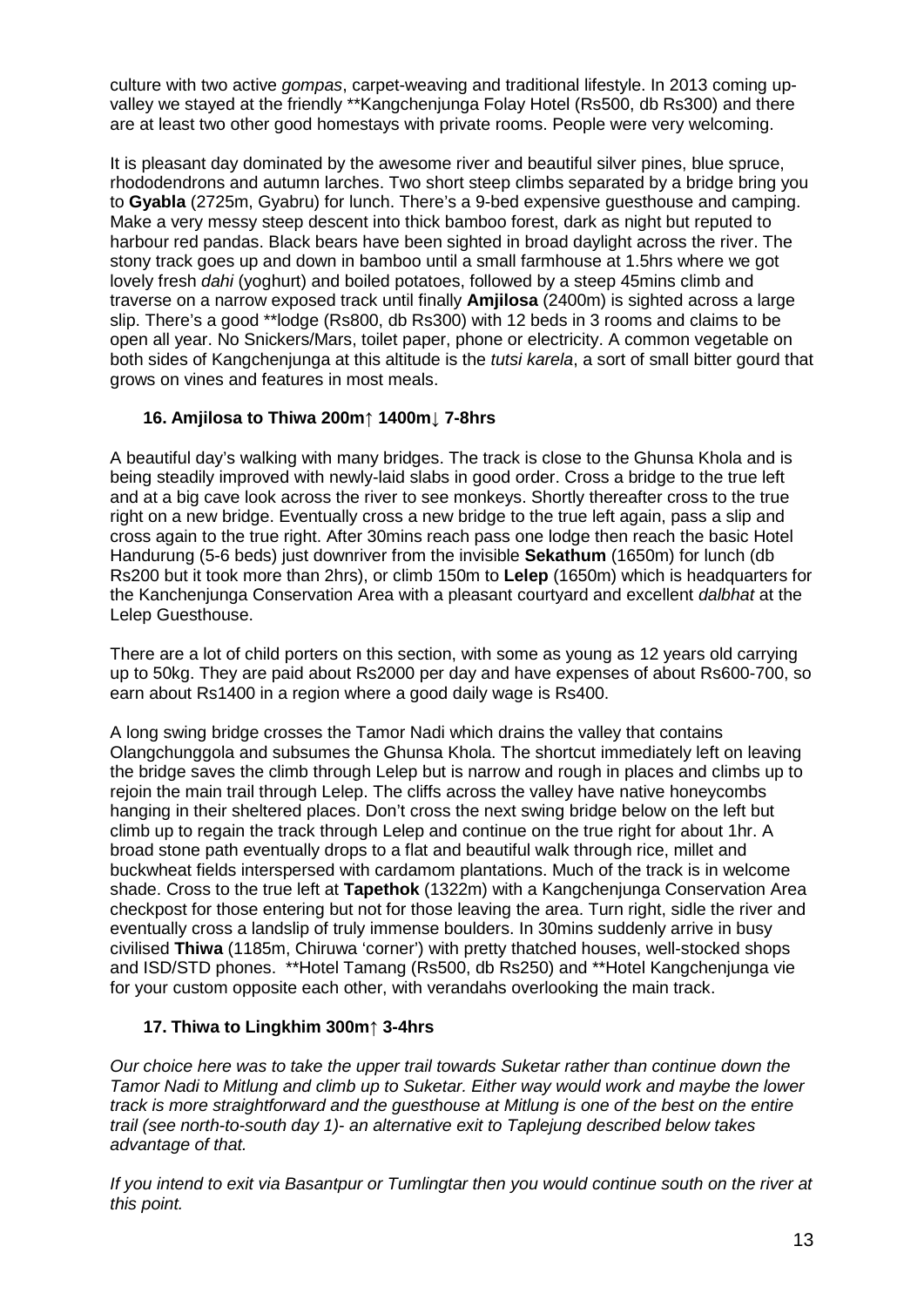culture with two active *gompas*, carpet-weaving and traditional lifestyle. In 2013 coming up-valley we stayed at the friendly **Kangchenjunga Folay Hotel (Rs500, db Rs300) and there are at least two other good homestays with private rooms. People were very welcoming.

It is pleasant day dominated by the awesome river and beautiful silver pines, blue spruce, rhododendrons and autumn larches. Two short steep climbs separated by a bridge bring you to **Gyabla** (2725m, Gyabru) for lunch. There's a 9-bed expensive guesthouse and camping. Make a very messy steep descent into thick bamboo forest, dark as night but reputed to harbour red pandas. Black bears have been sighted in broad daylight across the river. The stony track goes up and down in bamboo until a small farmhouse at 1.5hrs where we got lovely fresh *dahi* (yoghurt) and boiled potatoes, followed by a steep 45mins climb and traverse on a narrow exposed track until finally **Amjilosa** (2400m) is sighted across a large slip. There's a good **lodge (Rs800, db Rs300) with 12 beds in 3 rooms and claims to be open all year. No Snickers/Mars, toilet paper, phone or electricity. A common vegetable on both sides of Kangchenjunga at this altitude is the *tutsi karela*, a sort of small bitter gourd that grows on vines and features in most meals.

### 16. Amjilosa to Thiwa 200m↑ 1400m↓ 7-8hrs

A beautiful day's walking with many bridges. The track is close to the Ghunsa Khola and is being steadily improved with newly-laid slabs in good order. Cross a bridge to the true left and at a big cave look across the river to see monkeys. Shortly thereafter cross to the true right on a new bridge. Eventually cross a new bridge to the true left again, pass a slip and cross again to the true right. After 30mins reach pass one lodge then reach the basic Hotel Handurung (5-6 beds) just downriver from the invisible **Sekathum** (1650m) for lunch (db Rs200 but it took more than 2hrs), or climb 150m to **Lelep** (1650m) which is headquarters for the Kanchenjunga Conservation Area with a pleasant courtyard and excellent *dalbhat* at the Lelep Guesthouse.

There are a lot of child porters on this section, with some as young as 12 years old carrying up to 50kg. They are paid about Rs2000 per day and have expenses of about Rs600-700, so earn about Rs1400 in a region where a good daily wage is Rs400.

A long swing bridge crosses the Tamor Nadi which drains the valley that contains Olangchunggola and subsumes the Ghunsa Khola. The shortcut immediately left on leaving the bridge saves the climb through Lelep but is narrow and rough in places and climbs up to rejoin the main trail through Lelep. The cliffs across the valley have native honeycombs hanging in their sheltered places. Don't cross the next swing bridge below on the left but climb up to regain the track through Lelep and continue on the true right for about 1hr. A broad stone path eventually drops to a flat and beautiful walk through rice, millet and buckwheat fields interspersed with cardamom plantations. Much of the track is in welcome shade. Cross to the true left at **Tapethok** (1322m) with a Kangchenjunga Conservation Area checkpost for those entering but not for those leaving the area. Turn right, sidle the river and eventually cross a landslip of truly immense boulders. In 30mins suddenly arrive in busy civilised **Thiwa** (1185m, Chiruwa 'corner') with pretty thatched houses, well-stocked shops and ISD/STD phones. **Hotel Tamang (Rs500, db Rs250) and **Hotel Kangchenjunga vie for your custom opposite each other, with verandahs overlooking the main track.

### 17. Thiwa to Lingkhim 300m↑ 3-4hrs

*Our choice here was to take the upper trail towards Suketar rather than continue down the Tamor Nadi to Mitlung and climb up to Suketar. Either way would work and maybe the lower track is more straightforward and the guesthouse at Mitlung is one of the best on the entire trail (see north-to-south day 1)- an alternative exit to Taplejung described below takes advantage of that.*

*If you intend to exit via Basantpur or Tumlingtar then you would continue south on the river at this point.*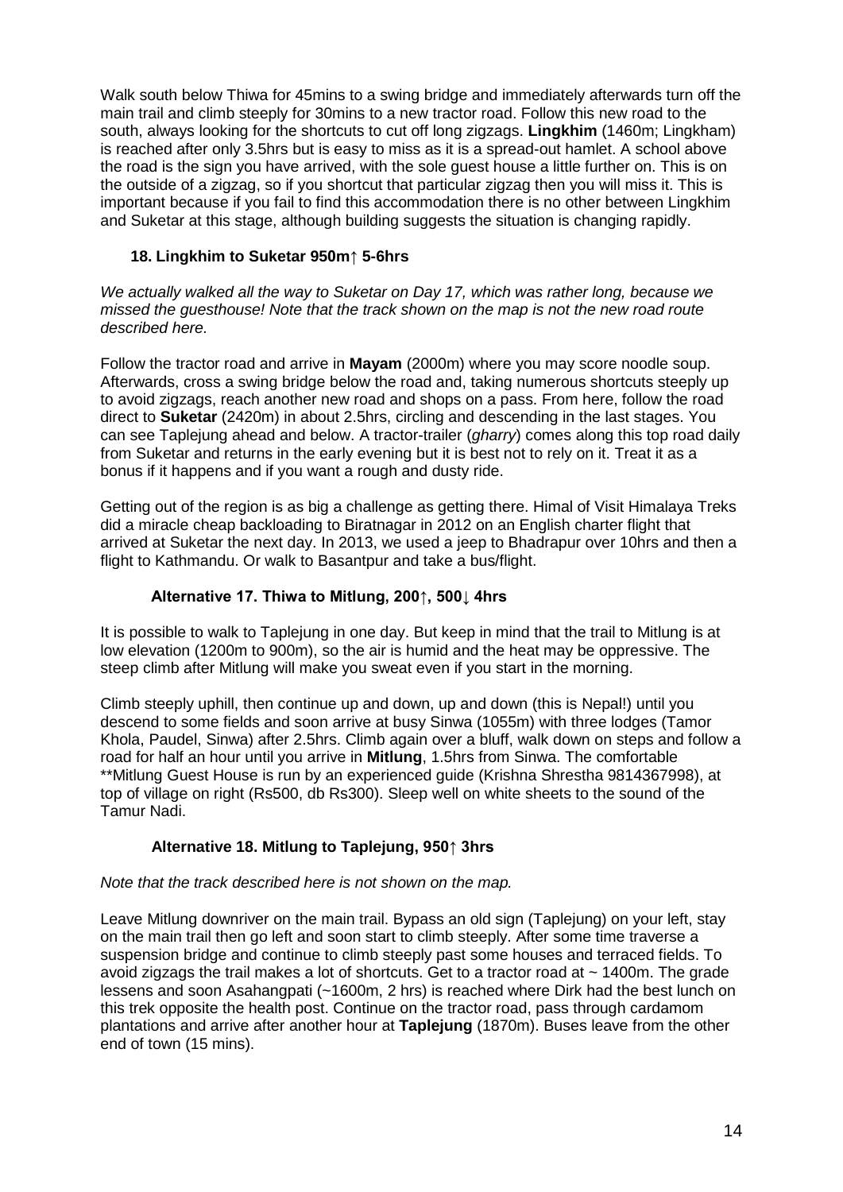Walk south below Thiwa for 45mins to a swing bridge and immediately afterwards turn off the main trail and climb steeply for 30mins to a new tractor road. Follow this new road to the south, always looking for the shortcuts to cut off long zigzags. **Lingkhim** (1460m; Lingkham) is reached after only 3.5hrs but is easy to miss as it is a spread-out hamlet. A school above the road is the sign you have arrived, with the sole guest house a little further on. This is on the outside of a zigzag, so if you shortcut that particular zigzag then you will miss it. This is important because if you fail to find this accommodation there is no other between Lingkhim and Suketar at this stage, although building suggests the situation is changing rapidly.

### 18. Lingkhim to Suketar 950m↑ 5-6hrs

*We actually walked all the way to Suketar on Day 17, which was rather long, because we missed the guesthouse! Note that the track shown on the map is not the new road route described here.*

Follow the tractor road and arrive in **Mayam** (2000m) where you may score noodle soup. Afterwards, cross a swing bridge below the road and, taking numerous shortcuts steeply up to avoid zigzags, reach another new road and shops on a pass. From here, follow the road direct to **Suketar** (2420m) in about 2.5hrs, circling and descending in the last stages. You can see Taplejung ahead and below. A tractor-trailer (*gharry*) comes along this top road daily from Suketar and returns in the early evening but it is best not to rely on it. Treat it as a bonus if it happens and if you want a rough and dusty ride.

Getting out of the region is as big a challenge as getting there. Himal of Visit Himalaya Treks did a miracle cheap backloading to Biratnagar in 2012 on an English charter flight that arrived at Suketar the next day. In 2013, we used a jeep to Bhadrapur over 10hrs and then a flight to Kathmandu. Or walk to Basantpur and take a bus/flight.

### Alternative 17. Thiwa to Mitlung, 200↑, 500↓ 4hrs

It is possible to walk to Taplejung in one day. But keep in mind that the trail to Mitlung is at low elevation (1200m to 900m), so the air is humid and the heat may be oppressive. The steep climb after Mitlung will make you sweat even if you start in the morning.

Climb steeply uphill, then continue up and down, up and down (this is Nepal!) until you descend to some fields and soon arrive at busy Sinwa (1055m) with three lodges (Tamor Khola, Paudel, Sinwa) after 2.5hrs. Climb again over a bluff, walk down on steps and follow a road for half an hour until you arrive in **Mitlung**, 1.5hrs from Sinwa. The comfortable **Mitlung Guest House is run by an experienced guide (Krishna Shrestha 9814367998), at top of village on right (Rs500, db Rs300). Sleep well on white sheets to the sound of the Tamur Nadi.

### Alternative 18. Mitlung to Taplejung, 950↑ 3hrs

*Note that the track described here is not shown on the map.*

Leave Mitlung downriver on the main trail. Bypass an old sign (Taplejung) on your left, stay on the main trail then go left and soon start to climb steeply. After some time traverse a suspension bridge and continue to climb steeply past some houses and terraced fields. To avoid zigzags the trail makes a lot of shortcuts. Get to a tractor road at ~ 1400m. The grade lessens and soon Asahangpati (~1600m, 2 hrs) is reached where Dirk had the best lunch on this trek opposite the health post. Continue on the tractor road, pass through cardamom plantations and arrive after another hour at **Taplejung** (1870m). Buses leave from the other end of town (15 mins).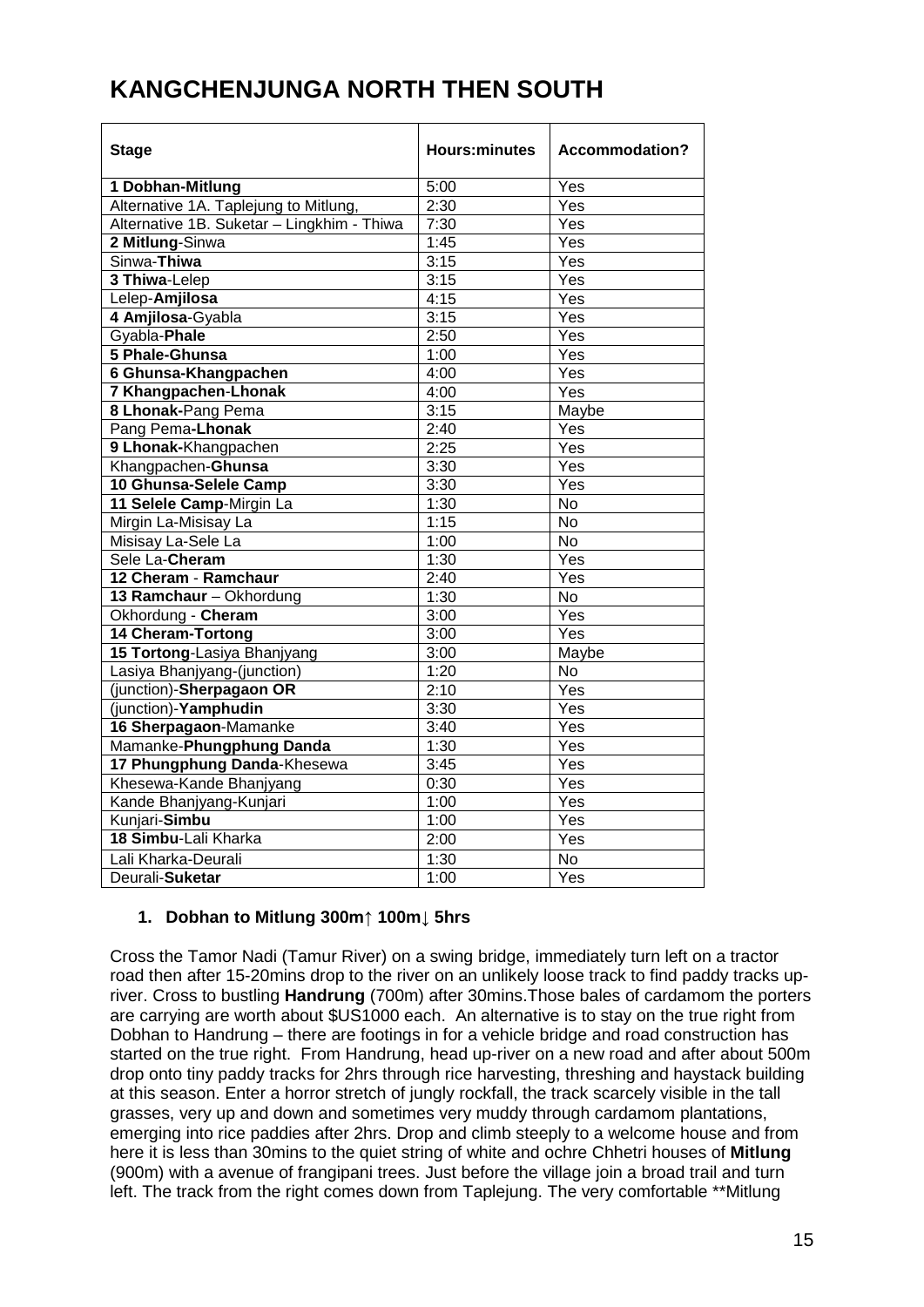# KANGCHENJUNGA NORTH THEN SOUTH

| Stage | Hours:minutes | Accommodation? |
|---|---|---|
| **1 Dobhan-Mitlung** | 5:00 | Yes |
| Alternative 1A. Taplejung to Mitlung, | 2:30 | Yes |
| Alternative 1B. Suketar – Lingkhim - Thiwa | 7:30 | Yes |
| **2 Mitlung**-Sinwa | 1:45 | Yes |
| Sinwa-**Thiwa** | 3:15 | Yes |
| **3 Thiwa**-Lelep | 3:15 | Yes |
| Lelep-**Amjilosa** | 4:15 | Yes |
| **4 Amjilosa**-Gyabla | 3:15 | Yes |
| Gyabla-**Phale** | 2:50 | Yes |
| **5 Phale-Ghunsa** | 1:00 | Yes |
| **6 Ghunsa-Khangpachen** | 4:00 | Yes |
| **7 Khangpachen**-**Lhonak** | 4:00 | Yes |
| **8 Lhonak-**Pang Pema | 3:15 | Maybe |
| Pang Pema-**Lhonak** | 2:40 | Yes |
| **9 Lhonak-**Khangpachen | 2:25 | Yes |
| Khangpachen-**Ghunsa** | 3:30 | Yes |
| **10 Ghunsa-Selele Camp** | 3:30 | Yes |
| **11 Selele Camp**-Mirgin La | 1:30 | No |
| Mirgin La-Misisay La | 1:15 | No |
| Misisay La-Sele La | 1:00 | No |
| Sele La-**Cheram** | 1:30 | Yes |
| **12 Cheram** - **Ramchaur** | 2:40 | Yes |
| **13 Ramchaur** – Okhordung | 1:30 | No |
| Okhordung - **Cheram** | 3:00 | Yes |
| **14 Cheram-Tortong** | 3:00 | Yes |
| **15 Tortong**-Lasiya Bhanjyang | 3:00 | Maybe |
| Lasiya Bhanjyang-(junction) | 1:20 | No |
| (junction)-**Sherpagaon OR** | 2:10 | Yes |
| (junction)-**Yamphudin** | 3:30 | Yes |
| **16 Sherpagaon**-Mamanke | 3:40 | Yes |
| Mamanke-**Phungphung Danda** | 1:30 | Yes |
| **17 Phungphung Danda**-Khesewa | 3:45 | Yes |
| Khesewa-Kande Bhanjyang | 0:30 | Yes |
| Kande Bhanjyang-Kunjari | 1:00 | Yes |
| Kunjari-**Simbu** | 1:00 | Yes |
| **18 Simbu**-Lali Kharka | 2:00 | Yes |
| Lali Kharka-Deurali | 1:30 | No |
| Deurali-**Suketar** | 1:00 | Yes |

1. **Dobhan to Mitlung 300m↑ 100m↓ 5hrs**

Cross the Tamor Nadi (Tamur River) on a swing bridge, immediately turn left on a tractor road then after 15-20mins drop to the river on an unlikely loose track to find paddy tracks up-river. Cross to bustling **Handrung** (700m) after 30mins.Those bales of cardamom the porters are carrying are worth about $US1000 each. An alternative is to stay on the true right from Dobhan to Handrung – there are footings in for a vehicle bridge and road construction has started on the true right. From Handrung, head up-river on a new road and after about 500m drop onto tiny paddy tracks for 2hrs through rice harvesting, threshing and haystack building at this season. Enter a horror stretch of jungly rockfall, the track scarcely visible in the tall grasses, very up and down and sometimes very muddy through cardamom plantations, emerging into rice paddies after 2hrs. Drop and climb steeply to a welcome house and from here it is less than 30mins to the quiet string of white and ochre Chhetri houses of **Mitlung** (900m) with a avenue of frangipani trees. Just before the village join a broad trail and turn left. The track from the right comes down from Taplejung. The very comfortable **Mitlung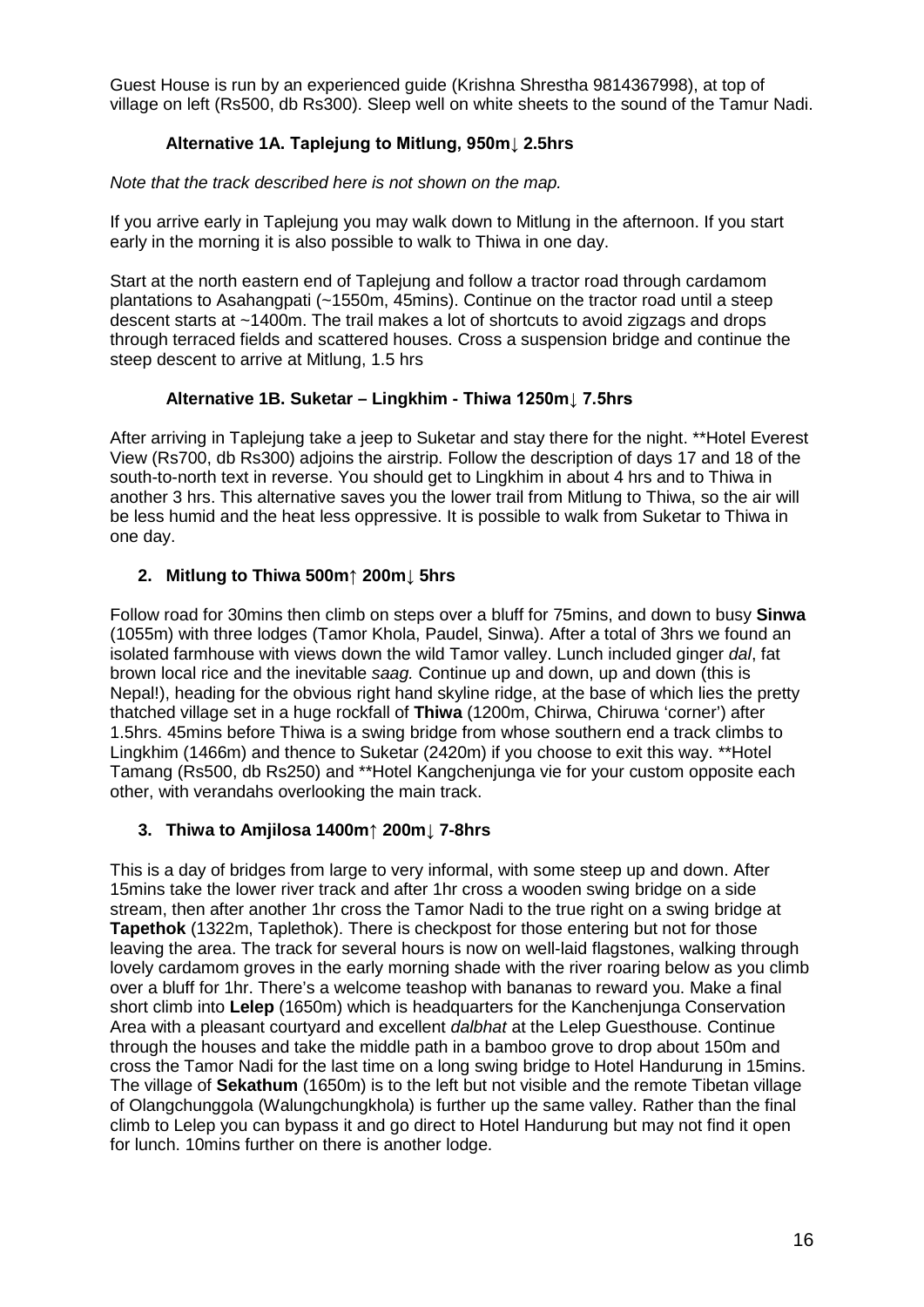Guest House is run by an experienced guide (Krishna Shrestha 9814367998), at top of village on left (Rs500, db Rs300). Sleep well on white sheets to the sound of the Tamur Nadi.

### Alternative 1A. Taplejung to Mitlung, 950m↓ 2.5hrs

*Note that the track described here is not shown on the map.*

If you arrive early in Taplejung you may walk down to Mitlung in the afternoon. If you start early in the morning it is also possible to walk to Thiwa in one day.

Start at the north eastern end of Taplejung and follow a tractor road through cardamom plantations to Asahangpati (~1550m, 45mins). Continue on the tractor road until a steep descent starts at ~1400m. The trail makes a lot of shortcuts to avoid zigzags and drops through terraced fields and scattered houses. Cross a suspension bridge and continue the steep descent to arrive at Mitlung, 1.5 hrs

### Alternative 1B. Suketar – Lingkhim - Thiwa 1250m↓ 7.5hrs

After arriving in Taplejung take a jeep to Suketar and stay there for the night. **Hotel Everest View (Rs700, db Rs300) adjoins the airstrip. Follow the description of days 17 and 18 of the south-to-north text in reverse. You should get to Lingkhim in about 4 hrs and to Thiwa in another 3 hrs. This alternative saves you the lower trail from Mitlung to Thiwa, so the air will be less humid and the heat less oppressive. It is possible to walk from Suketar to Thiwa in one day.

### 2. Mitlung to Thiwa 500m↑ 200m↓ 5hrs

Follow road for 30mins then climb on steps over a bluff for 75mins, and down to busy **Sinwa** (1055m) with three lodges (Tamor Khola, Paudel, Sinwa). After a total of 3hrs we found an isolated farmhouse with views down the wild Tamor valley. Lunch included ginger *dal*, fat brown local rice and the inevitable *saag.* Continue up and down, up and down (this is Nepal!), heading for the obvious right hand skyline ridge, at the base of which lies the pretty thatched village set in a huge rockfall of **Thiwa** (1200m, Chirwa, Chiruwa 'corner') after 1.5hrs. 45mins before Thiwa is a swing bridge from whose southern end a track climbs to Lingkhim (1466m) and thence to Suketar (2420m) if you choose to exit this way. **Hotel Tamang (Rs500, db Rs250) and **Hotel Kangchenjunga vie for your custom opposite each other, with verandahs overlooking the main track.

### 3. Thiwa to Amjilosa 1400m↑ 200m↓ 7-8hrs

This is a day of bridges from large to very informal, with some steep up and down. After 15mins take the lower river track and after 1hr cross a wooden swing bridge on a side stream, then after another 1hr cross the Tamor Nadi to the true right on a swing bridge at **Tapethok** (1322m, Taplethok). There is checkpost for those entering but not for those leaving the area. The track for several hours is now on well-laid flagstones, walking through lovely cardamom groves in the early morning shade with the river roaring below as you climb over a bluff for 1hr. There's a welcome teashop with bananas to reward you. Make a final short climb into **Lelep** (1650m) which is headquarters for the Kanchenjunga Conservation Area with a pleasant courtyard and excellent *dalbhat* at the Lelep Guesthouse. Continue through the houses and take the middle path in a bamboo grove to drop about 150m and cross the Tamor Nadi for the last time on a long swing bridge to Hotel Handurung in 15mins. The village of **Sekathum** (1650m) is to the left but not visible and the remote Tibetan village of Olangchunggola (Walungchungkhola) is further up the same valley. Rather than the final climb to Lelep you can bypass it and go direct to Hotel Handurung but may not find it open for lunch. 10mins further on there is another lodge.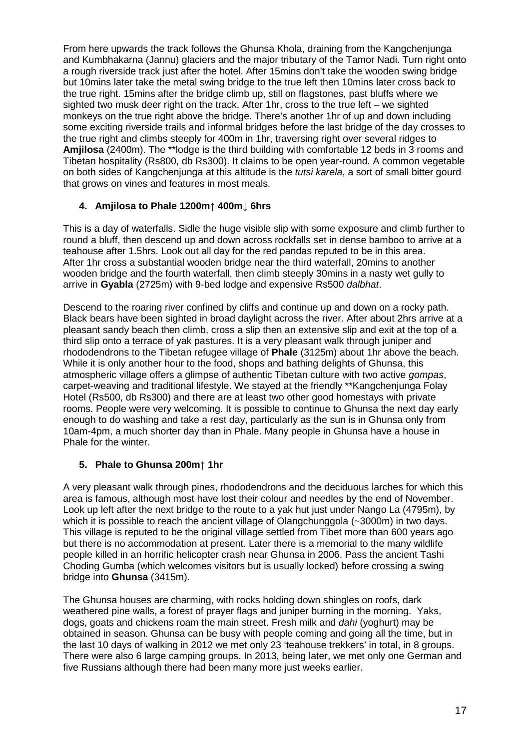From here upwards the track follows the Ghunsa Khola, draining from the Kangchenjunga and Kumbhakarna (Jannu) glaciers and the major tributary of the Tamor Nadi. Turn right onto a rough riverside track just after the hotel. After 15mins don't take the wooden swing bridge but 10mins later take the metal swing bridge to the true left then 10mins later cross back to the true right. 15mins after the bridge climb up, still on flagstones, past bluffs where we sighted two musk deer right on the track. After 1hr, cross to the true left – we sighted monkeys on the true right above the bridge. There's another 1hr of up and down including some exciting riverside trails and informal bridges before the last bridge of the day crosses to the true right and climbs steeply for 400m in 1hr, traversing right over several ridges to **Amjilosa** (2400m). The **lodge is the third building with comfortable 12 beds in 3 rooms and Tibetan hospitality (Rs800, db Rs300). It claims to be open year-round. A common vegetable on both sides of Kangchenjunga at this altitude is the *tutsi karela*, a sort of small bitter gourd that grows on vines and features in most meals.

### 4. Amjilosa to Phale 1200m↑ 400m↓ 6hrs

This is a day of waterfalls. Sidle the huge visible slip with some exposure and climb further to round a bluff, then descend up and down across rockfalls set in dense bamboo to arrive at a teahouse after 1.5hrs. Look out all day for the red pandas reputed to be in this area. After 1hr cross a substantial wooden bridge near the third waterfall, 20mins to another wooden bridge and the fourth waterfall, then climb steeply 30mins in a nasty wet gully to arrive in **Gyabla** (2725m) with 9-bed lodge and expensive Rs500 *dalbhat*.

Descend to the roaring river confined by cliffs and continue up and down on a rocky path. Black bears have been sighted in broad daylight across the river. After about 2hrs arrive at a pleasant sandy beach then climb, cross a slip then an extensive slip and exit at the top of a third slip onto a terrace of yak pastures. It is a very pleasant walk through juniper and rhododendrons to the Tibetan refugee village of **Phale** (3125m) about 1hr above the beach. While it is only another hour to the food, shops and bathing delights of Ghunsa, this atmospheric village offers a glimpse of authentic Tibetan culture with two active *gompas*, carpet-weaving and traditional lifestyle. We stayed at the friendly **Kangchenjunga Folay Hotel (Rs500, db Rs300) and there are at least two other good homestays with private rooms. People were very welcoming. It is possible to continue to Ghunsa the next day early enough to do washing and take a rest day, particularly as the sun is in Ghunsa only from 10am-4pm, a much shorter day than in Phale. Many people in Ghunsa have a house in Phale for the winter.

### 5. Phale to Ghunsa 200m↑ 1hr

A very pleasant walk through pines, rhododendrons and the deciduous larches for which this area is famous, although most have lost their colour and needles by the end of November. Look up left after the next bridge to the route to a yak hut just under Nango La (4795m), by which it is possible to reach the ancient village of Olangchunggola (~3000m) in two days. This village is reputed to be the original village settled from Tibet more than 600 years ago but there is no accommodation at present. Later there is a memorial to the many wildlife people killed in an horrific helicopter crash near Ghunsa in 2006. Pass the ancient Tashi Choding Gumba (which welcomes visitors but is usually locked) before crossing a swing bridge into **Ghunsa** (3415m).

The Ghunsa houses are charming, with rocks holding down shingles on roofs, dark weathered pine walls, a forest of prayer flags and juniper burning in the morning. Yaks, dogs, goats and chickens roam the main street. Fresh milk and *dahi* (yoghurt) may be obtained in season. Ghunsa can be busy with people coming and going all the time, but in the last 10 days of walking in 2012 we met only 23 'teahouse trekkers' in total, in 8 groups. There were also 6 large camping groups. In 2013, being later, we met only one German and five Russians although there had been many more just weeks earlier.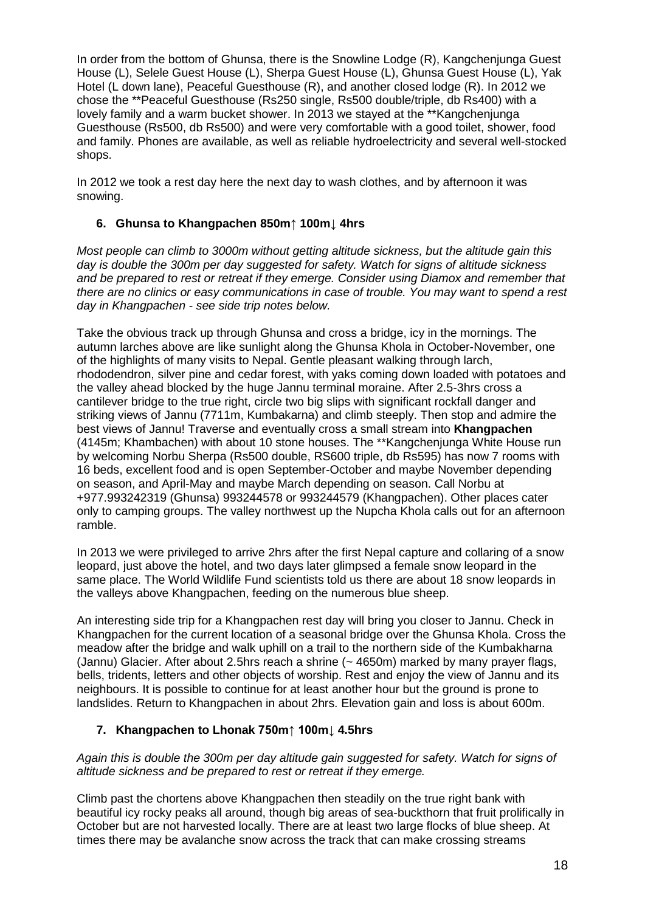In order from the bottom of Ghunsa, there is the Snowline Lodge (R), Kangchenjunga Guest House (L), Selele Guest House (L), Sherpa Guest House (L), Ghunsa Guest House (L), Yak Hotel (L down lane), Peaceful Guesthouse (R), and another closed lodge (R). In 2012 we chose the **Peaceful Guesthouse (Rs250 single, Rs500 double/triple, db Rs400) with a lovely family and a warm bucket shower. In 2013 we stayed at the **Kangchenjunga Guesthouse (Rs500, db Rs500) and were very comfortable with a good toilet, shower, food and family. Phones are available, as well as reliable hydroelectricity and several well-stocked shops.

In 2012 we took a rest day here the next day to wash clothes, and by afternoon it was snowing.

### 6. Ghunsa to Khangpachen 850m↑ 100m↓ 4hrs

*Most people can climb to 3000m without getting altitude sickness, but the altitude gain this day is double the 300m per day suggested for safety. Watch for signs of altitude sickness and be prepared to rest or retreat if they emerge. Consider using Diamox and remember that there are no clinics or easy communications in case of trouble. You may want to spend a rest day in Khangpachen - see side trip notes below.*

Take the obvious track up through Ghunsa and cross a bridge, icy in the mornings. The autumn larches above are like sunlight along the Ghunsa Khola in October-November, one of the highlights of many visits to Nepal. Gentle pleasant walking through larch, rhododendron, silver pine and cedar forest, with yaks coming down loaded with potatoes and the valley ahead blocked by the huge Jannu terminal moraine. After 2.5-3hrs cross a cantilever bridge to the true right, circle two big slips with significant rockfall danger and striking views of Jannu (7711m, Kumbakarna) and climb steeply. Then stop and admire the best views of Jannu! Traverse and eventually cross a small stream into **Khangpachen** (4145m; Khambachen) with about 10 stone houses. The **Kangchenjunga White House run by welcoming Norbu Sherpa (Rs500 double, RS600 triple, db Rs595) has now 7 rooms with 16 beds, excellent food and is open September-October and maybe November depending on season, and April-May and maybe March depending on season. Call Norbu at +977.993242319 (Ghunsa) 993244578 or 993244579 (Khangpachen). Other places cater only to camping groups. The valley northwest up the Nupcha Khola calls out for an afternoon ramble.

In 2013 we were privileged to arrive 2hrs after the first Nepal capture and collaring of a snow leopard, just above the hotel, and two days later glimpsed a female snow leopard in the same place. The World Wildlife Fund scientists told us there are about 18 snow leopards in the valleys above Khangpachen, feeding on the numerous blue sheep.

An interesting side trip for a Khangpachen rest day will bring you closer to Jannu. Check in Khangpachen for the current location of a seasonal bridge over the Ghunsa Khola. Cross the meadow after the bridge and walk uphill on a trail to the northern side of the Kumbakharna (Jannu) Glacier. After about 2.5hrs reach a shrine (~ 4650m) marked by many prayer flags, bells, tridents, letters and other objects of worship. Rest and enjoy the view of Jannu and its neighbours. It is possible to continue for at least another hour but the ground is prone to landslides. Return to Khangpachen in about 2hrs. Elevation gain and loss is about 600m.

### 7. Khangpachen to Lhonak 750m↑ 100m↓ 4.5hrs

*Again this is double the 300m per day altitude gain suggested for safety. Watch for signs of altitude sickness and be prepared to rest or retreat if they emerge.*

Climb past the chortens above Khangpachen then steadily on the true right bank with beautiful icy rocky peaks all around, though big areas of sea-buckthorn that fruit prolifically in October but are not harvested locally. There are at least two large flocks of blue sheep. At times there may be avalanche snow across the track that can make crossing streams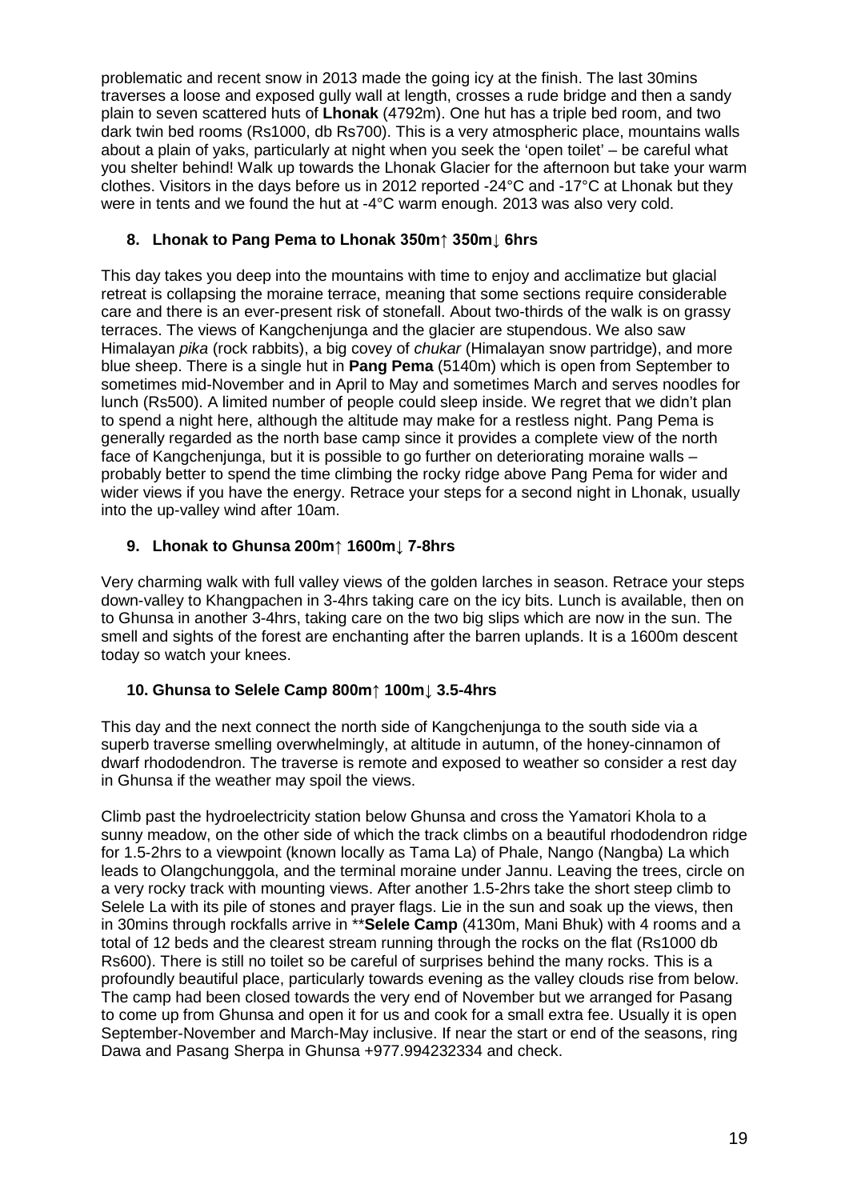problematic and recent snow in 2013 made the going icy at the finish. The last 30mins traverses a loose and exposed gully wall at length, crosses a rude bridge and then a sandy plain to seven scattered huts of **Lhonak** (4792m). One hut has a triple bed room, and two dark twin bed rooms (Rs1000, db Rs700). This is a very atmospheric place, mountains walls about a plain of yaks, particularly at night when you seek the 'open toilet' – be careful what you shelter behind! Walk up towards the Lhonak Glacier for the afternoon but take your warm clothes. Visitors in the days before us in 2012 reported -24°C and -17°C at Lhonak but they were in tents and we found the hut at -4°C warm enough. 2013 was also very cold.

### 8. Lhonak to Pang Pema to Lhonak 350m↑ 350m↓ 6hrs

This day takes you deep into the mountains with time to enjoy and acclimatize but glacial retreat is collapsing the moraine terrace, meaning that some sections require considerable care and there is an ever-present risk of stonefall. About two-thirds of the walk is on grassy terraces. The views of Kangchenjunga and the glacier are stupendous. We also saw Himalayan *pika* (rock rabbits), a big covey of *chukar* (Himalayan snow partridge), and more blue sheep. There is a single hut in **Pang Pema** (5140m) which is open from September to sometimes mid-November and in April to May and sometimes March and serves noodles for lunch (Rs500). A limited number of people could sleep inside. We regret that we didn't plan to spend a night here, although the altitude may make for a restless night. Pang Pema is generally regarded as the north base camp since it provides a complete view of the north face of Kangchenjunga, but it is possible to go further on deteriorating moraine walls – probably better to spend the time climbing the rocky ridge above Pang Pema for wider and wider views if you have the energy. Retrace your steps for a second night in Lhonak, usually into the up-valley wind after 10am.

### 9. Lhonak to Ghunsa 200m↑ 1600m↓ 7-8hrs

Very charming walk with full valley views of the golden larches in season. Retrace your steps down-valley to Khangpachen in 3-4hrs taking care on the icy bits. Lunch is available, then on to Ghunsa in another 3-4hrs, taking care on the two big slips which are now in the sun. The smell and sights of the forest are enchanting after the barren uplands. It is a 1600m descent today so watch your knees.

### 10. Ghunsa to Selele Camp 800m↑ 100m↓ 3.5-4hrs

This day and the next connect the north side of Kangchenjunga to the south side via a superb traverse smelling overwhelmingly, at altitude in autumn, of the honey-cinnamon of dwarf rhododendron. The traverse is remote and exposed to weather so consider a rest day in Ghunsa if the weather may spoil the views.

Climb past the hydroelectricity station below Ghunsa and cross the Yamatori Khola to a sunny meadow, on the other side of which the track climbs on a beautiful rhododendron ridge for 1.5-2hrs to a viewpoint (known locally as Tama La) of Phale, Nango (Nangba) La which leads to Olangchunggola, and the terminal moraine under Jannu. Leaving the trees, circle on a very rocky track with mounting views. After another 1.5-2hrs take the short steep climb to Selele La with its pile of stones and prayer flags. Lie in the sun and soak up the views, then in 30mins through rockfalls arrive in **Selele Camp** (4130m, Mani Bhuk) with 4 rooms and a total of 12 beds and the clearest stream running through the rocks on the flat (Rs1000 db Rs600). There is still no toilet so be careful of surprises behind the many rocks. This is a profoundly beautiful place, particularly towards evening as the valley clouds rise from below. The camp had been closed towards the very end of November but we arranged for Pasang to come up from Ghunsa and open it for us and cook for a small extra fee. Usually it is open September-November and March-May inclusive. If near the start or end of the seasons, ring Dawa and Pasang Sherpa in Ghunsa +977.994232334 and check.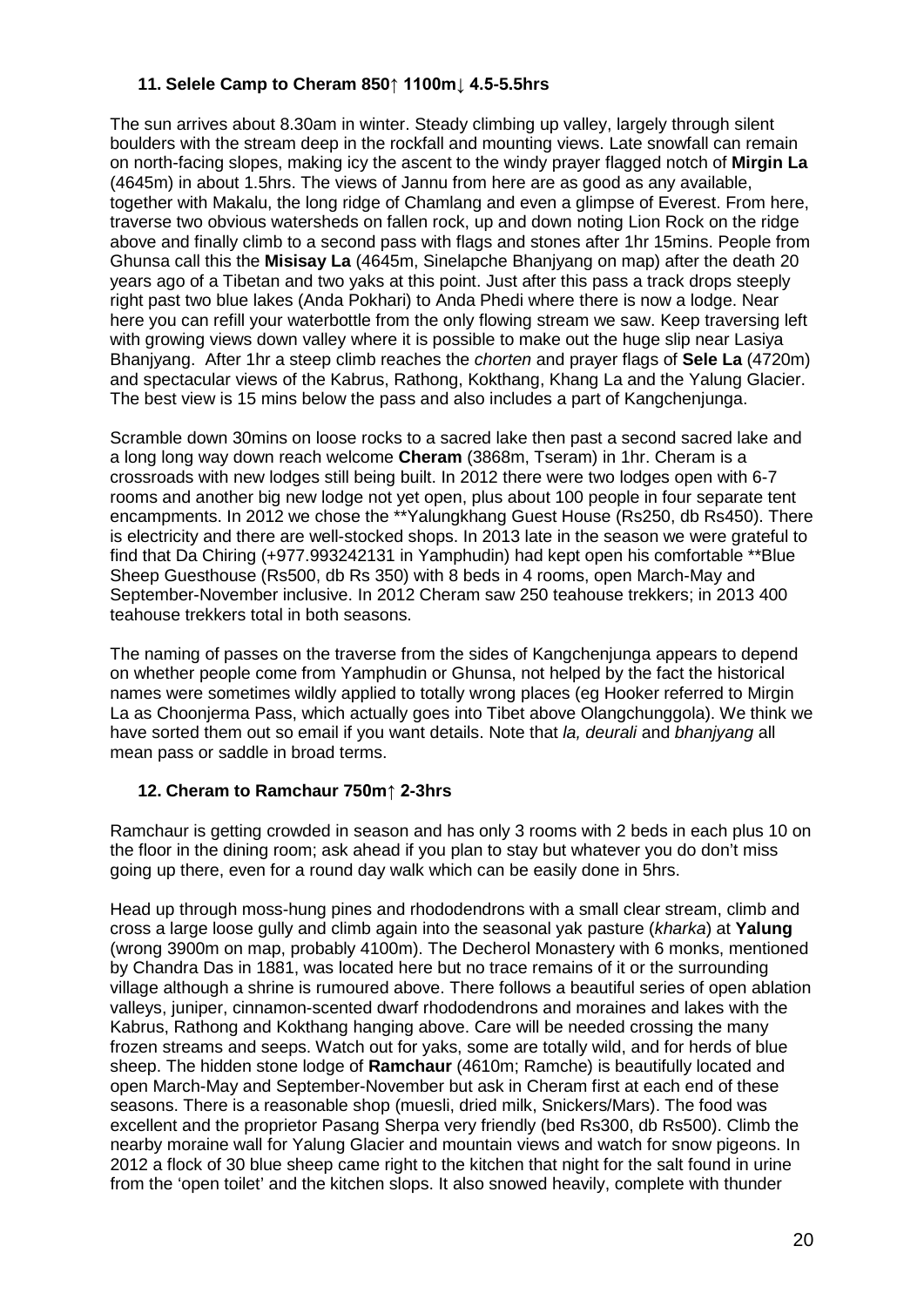### 11. Selele Camp to Cheram 850↑ 1100m↓ 4.5-5.5hrs

The sun arrives about 8.30am in winter. Steady climbing up valley, largely through silent boulders with the stream deep in the rockfall and mounting views. Late snowfall can remain on north-facing slopes, making icy the ascent to the windy prayer flagged notch of **Mirgin La** (4645m) in about 1.5hrs. The views of Jannu from here are as good as any available, together with Makalu, the long ridge of Chamlang and even a glimpse of Everest. From here, traverse two obvious watersheds on fallen rock, up and down noting Lion Rock on the ridge above and finally climb to a second pass with flags and stones after 1hr 15mins. People from Ghunsa call this the **Misisay La** (4645m, Sinelapche Bhanjyang on map) after the death 20 years ago of a Tibetan and two yaks at this point. Just after this pass a track drops steeply right past two blue lakes (Anda Pokhari) to Anda Phedi where there is now a lodge. Near here you can refill your waterbottle from the only flowing stream we saw. Keep traversing left with growing views down valley where it is possible to make out the huge slip near Lasiya Bhanjyang. After 1hr a steep climb reaches the *chorten* and prayer flags of **Sele La** (4720m) and spectacular views of the Kabrus, Rathong, Kokthang, Khang La and the Yalung Glacier. The best view is 15 mins below the pass and also includes a part of Kangchenjunga.

Scramble down 30mins on loose rocks to a sacred lake then past a second sacred lake and a long long way down reach welcome **Cheram** (3868m, Tseram) in 1hr. Cheram is a crossroads with new lodges still being built. In 2012 there were two lodges open with 6-7 rooms and another big new lodge not yet open, plus about 100 people in four separate tent encampments. In 2012 we chose the **Yalungkhang Guest House (Rs250, db Rs450). There is electricity and there are well-stocked shops. In 2013 late in the season we were grateful to find that Da Chiring (+977.993242131 in Yamphudin) had kept open his comfortable **Blue Sheep Guesthouse (Rs500, db Rs 350) with 8 beds in 4 rooms, open March-May and September-November inclusive. In 2012 Cheram saw 250 teahouse trekkers; in 2013 400 teahouse trekkers total in both seasons.

The naming of passes on the traverse from the sides of Kangchenjunga appears to depend on whether people come from Yamphudin or Ghunsa, not helped by the fact the historical names were sometimes wildly applied to totally wrong places (eg Hooker referred to Mirgin La as Choonjerma Pass, which actually goes into Tibet above Olangchunggola). We think we have sorted them out so email if you want details. Note that *la, deurali* and *bhanjyang* all mean pass or saddle in broad terms.

### 12. Cheram to Ramchaur 750m↑ 2-3hrs

Ramchaur is getting crowded in season and has only 3 rooms with 2 beds in each plus 10 on the floor in the dining room; ask ahead if you plan to stay but whatever you do don't miss going up there, even for a round day walk which can be easily done in 5hrs.

Head up through moss-hung pines and rhododendrons with a small clear stream, climb and cross a large loose gully and climb again into the seasonal yak pasture (*kharka*) at **Yalung** (wrong 3900m on map, probably 4100m). The Decherol Monastery with 6 monks, mentioned by Chandra Das in 1881, was located here but no trace remains of it or the surrounding village although a shrine is rumoured above. There follows a beautiful series of open ablation valleys, juniper, cinnamon-scented dwarf rhododendrons and moraines and lakes with the Kabrus, Rathong and Kokthang hanging above. Care will be needed crossing the many frozen streams and seeps. Watch out for yaks, some are totally wild, and for herds of blue sheep. The hidden stone lodge of **Ramchaur** (4610m; Ramche) is beautifully located and open March-May and September-November but ask in Cheram first at each end of these seasons. There is a reasonable shop (muesli, dried milk, Snickers/Mars). The food was excellent and the proprietor Pasang Sherpa very friendly (bed Rs300, db Rs500). Climb the nearby moraine wall for Yalung Glacier and mountain views and watch for snow pigeons. In 2012 a flock of 30 blue sheep came right to the kitchen that night for the salt found in urine from the 'open toilet' and the kitchen slops. It also snowed heavily, complete with thunder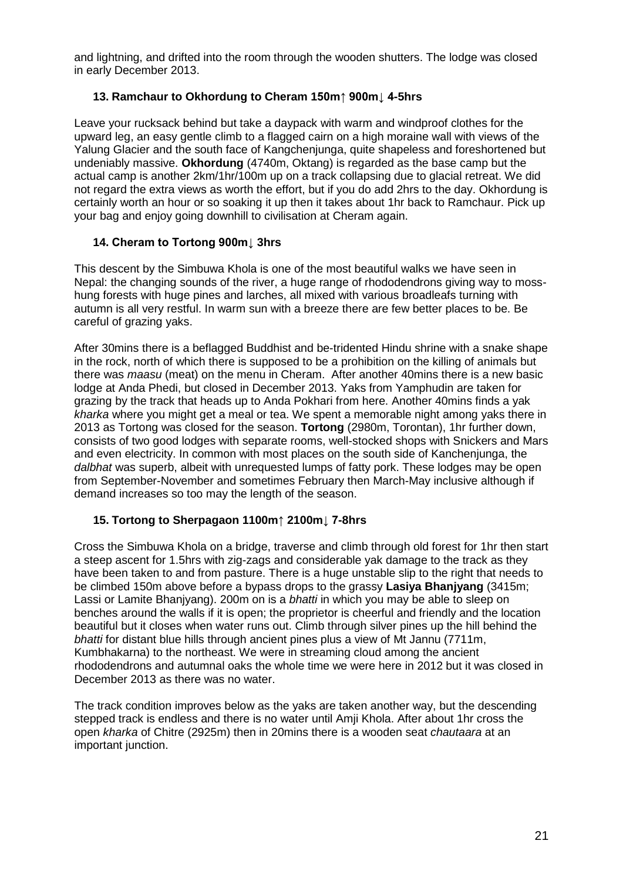and lightning, and drifted into the room through the wooden shutters. The lodge was closed in early December 2013.

### 13. Ramchaur to Okhordung to Cheram 150m↑ 900m↓ 4-5hrs

Leave your rucksack behind but take a daypack with warm and windproof clothes for the upward leg, an easy gentle climb to a flagged cairn on a high moraine wall with views of the Yalung Glacier and the south face of Kangchenjunga, quite shapeless and foreshortened but undeniably massive. **Okhordung** (4740m, Oktang) is regarded as the base camp but the actual camp is another 2km/1hr/100m up on a track collapsing due to glacial retreat. We did not regard the extra views as worth the effort, but if you do add 2hrs to the day. Okhordung is certainly worth an hour or so soaking it up then it takes about 1hr back to Ramchaur. Pick up your bag and enjoy going downhill to civilisation at Cheram again.

### 14. Cheram to Tortong 900m↓ 3hrs

This descent by the Simbuwa Khola is one of the most beautiful walks we have seen in Nepal: the changing sounds of the river, a huge range of rhododendrons giving way to moss-hung forests with huge pines and larches, all mixed with various broadleafs turning with autumn is all very restful. In warm sun with a breeze there are few better places to be. Be careful of grazing yaks.

After 30mins there is a beflagged Buddhist and be-tridented Hindu shrine with a snake shape in the rock, north of which there is supposed to be a prohibition on the killing of animals but there was *maasu* (meat) on the menu in Cheram. After another 40mins there is a new basic lodge at Anda Phedi, but closed in December 2013. Yaks from Yamphudin are taken for grazing by the track that heads up to Anda Pokhari from here. Another 40mins finds a yak *kharka* where you might get a meal or tea. We spent a memorable night among yaks there in 2013 as Tortong was closed for the season. **Tortong** (2980m, Torontan), 1hr further down, consists of two good lodges with separate rooms, well-stocked shops with Snickers and Mars and even electricity. In common with most places on the south side of Kanchenjunga, the *dalbhat* was superb, albeit with unrequested lumps of fatty pork. These lodges may be open from September-November and sometimes February then March-May inclusive although if demand increases so too may the length of the season.

### 15. Tortong to Sherpagaon 1100m↑ 2100m↓ 7-8hrs

Cross the Simbuwa Khola on a bridge, traverse and climb through old forest for 1hr then start a steep ascent for 1.5hrs with zig-zags and considerable yak damage to the track as they have been taken to and from pasture. There is a huge unstable slip to the right that needs to be climbed 150m above before a bypass drops to the grassy **Lasiya Bhanjyang** (3415m; Lassi or Lamite Bhanjyang). 200m on is a *bhatti* in which you may be able to sleep on benches around the walls if it is open; the proprietor is cheerful and friendly and the location beautiful but it closes when water runs out. Climb through silver pines up the hill behind the *bhatti* for distant blue hills through ancient pines plus a view of Mt Jannu (7711m, Kumbhakarna) to the northeast. We were in streaming cloud among the ancient rhododendrons and autumnal oaks the whole time we were here in 2012 but it was closed in December 2013 as there was no water.

The track condition improves below as the yaks are taken another way, but the descending stepped track is endless and there is no water until Amji Khola. After about 1hr cross the open *kharka* of Chitre (2925m) then in 20mins there is a wooden seat *chautaara* at an important junction.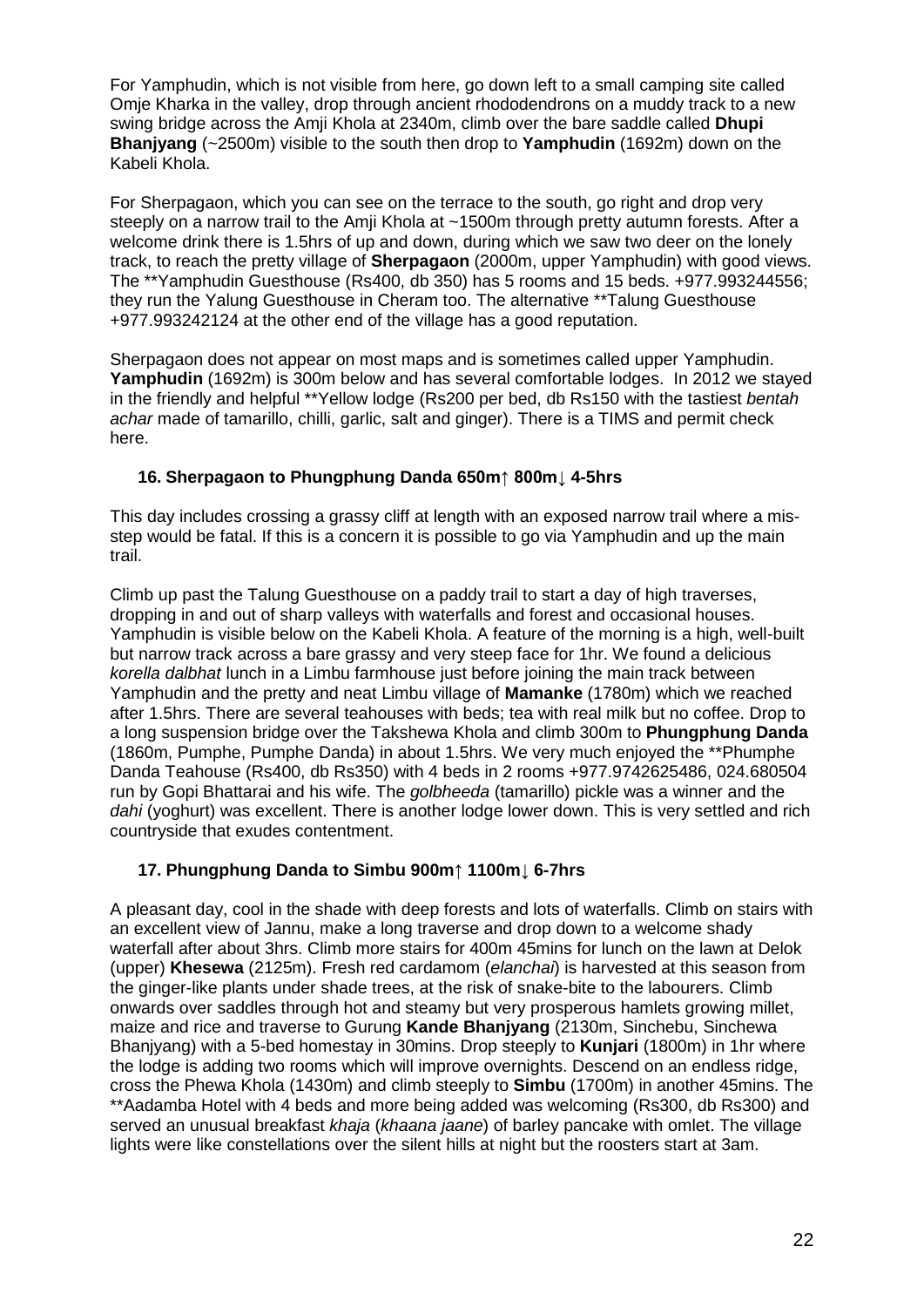For Yamphudin, which is not visible from here, go down left to a small camping site called Omje Kharka in the valley, drop through ancient rhododendrons on a muddy track to a new swing bridge across the Amji Khola at 2340m, climb over the bare saddle called **Dhupi Bhanjyang** (~2500m) visible to the south then drop to **Yamphudin** (1692m) down on the Kabeli Khola.

For Sherpagaon, which you can see on the terrace to the south, go right and drop very steeply on a narrow trail to the Amji Khola at ~1500m through pretty autumn forests. After a welcome drink there is 1.5hrs of up and down, during which we saw two deer on the lonely track, to reach the pretty village of **Sherpagaon** (2000m, upper Yamphudin) with good views. The **Yamphudin Guesthouse (Rs400, db 350) has 5 rooms and 15 beds. +977.993244556; they run the Yalung Guesthouse in Cheram too. The alternative **Talung Guesthouse +977.993242124 at the other end of the village has a good reputation.

Sherpagaon does not appear on most maps and is sometimes called upper Yamphudin. **Yamphudin** (1692m) is 300m below and has several comfortable lodges. In 2012 we stayed in the friendly and helpful **Yellow lodge (Rs200 per bed, db Rs150 with the tastiest *bentah achar* made of tamarillo, chilli, garlic, salt and ginger). There is a TIMS and permit check here.

### 16. Sherpagaon to Phungphung Danda 650m↑ 800m↓ 4-5hrs

This day includes crossing a grassy cliff at length with an exposed narrow trail where a mis-step would be fatal. If this is a concern it is possible to go via Yamphudin and up the main trail.

Climb up past the Talung Guesthouse on a paddy trail to start a day of high traverses, dropping in and out of sharp valleys with waterfalls and forest and occasional houses. Yamphudin is visible below on the Kabeli Khola. A feature of the morning is a high, well-built but narrow track across a bare grassy and very steep face for 1hr. We found a delicious *korella dalbhat* lunch in a Limbu farmhouse just before joining the main track between Yamphudin and the pretty and neat Limbu village of **Mamanke** (1780m) which we reached after 1.5hrs. There are several teahouses with beds; tea with real milk but no coffee. Drop to a long suspension bridge over the Takshewa Khola and climb 300m to **Phungphung Danda** (1860m, Pumphe, Pumphe Danda) in about 1.5hrs. We very much enjoyed the **Phumphe Danda Teahouse (Rs400, db Rs350) with 4 beds in 2 rooms +977.9742625486, 024.680504 run by Gopi Bhattarai and his wife. The *golbheeda* (tamarillo) pickle was a winner and the *dahi* (yoghurt) was excellent. There is another lodge lower down. This is very settled and rich countryside that exudes contentment.

### 17. Phungphung Danda to Simbu 900m↑ 1100m↓ 6-7hrs

A pleasant day, cool in the shade with deep forests and lots of waterfalls. Climb on stairs with an excellent view of Jannu, make a long traverse and drop down to a welcome shady waterfall after about 3hrs. Climb more stairs for 400m 45mins for lunch on the lawn at Delok (upper) **Khesewa** (2125m). Fresh red cardamom (*elanchai*) is harvested at this season from the ginger-like plants under shade trees, at the risk of snake-bite to the labourers. Climb onwards over saddles through hot and steamy but very prosperous hamlets growing millet, maize and rice and traverse to Gurung **Kande Bhanjyang** (2130m, Sinchebu, Sinchewa Bhanjyang) with a 5-bed homestay in 30mins. Drop steeply to **Kunjari** (1800m) in 1hr where the lodge is adding two rooms which will improve overnights. Descend on an endless ridge, cross the Phewa Khola (1430m) and climb steeply to **Simbu** (1700m) in another 45mins. The **Aadamba Hotel with 4 beds and more being added was welcoming (Rs300, db Rs300) and served an unusual breakfast *khaja* (*khaana jaane*) of barley pancake with omlet. The village lights were like constellations over the silent hills at night but the roosters start at 3am.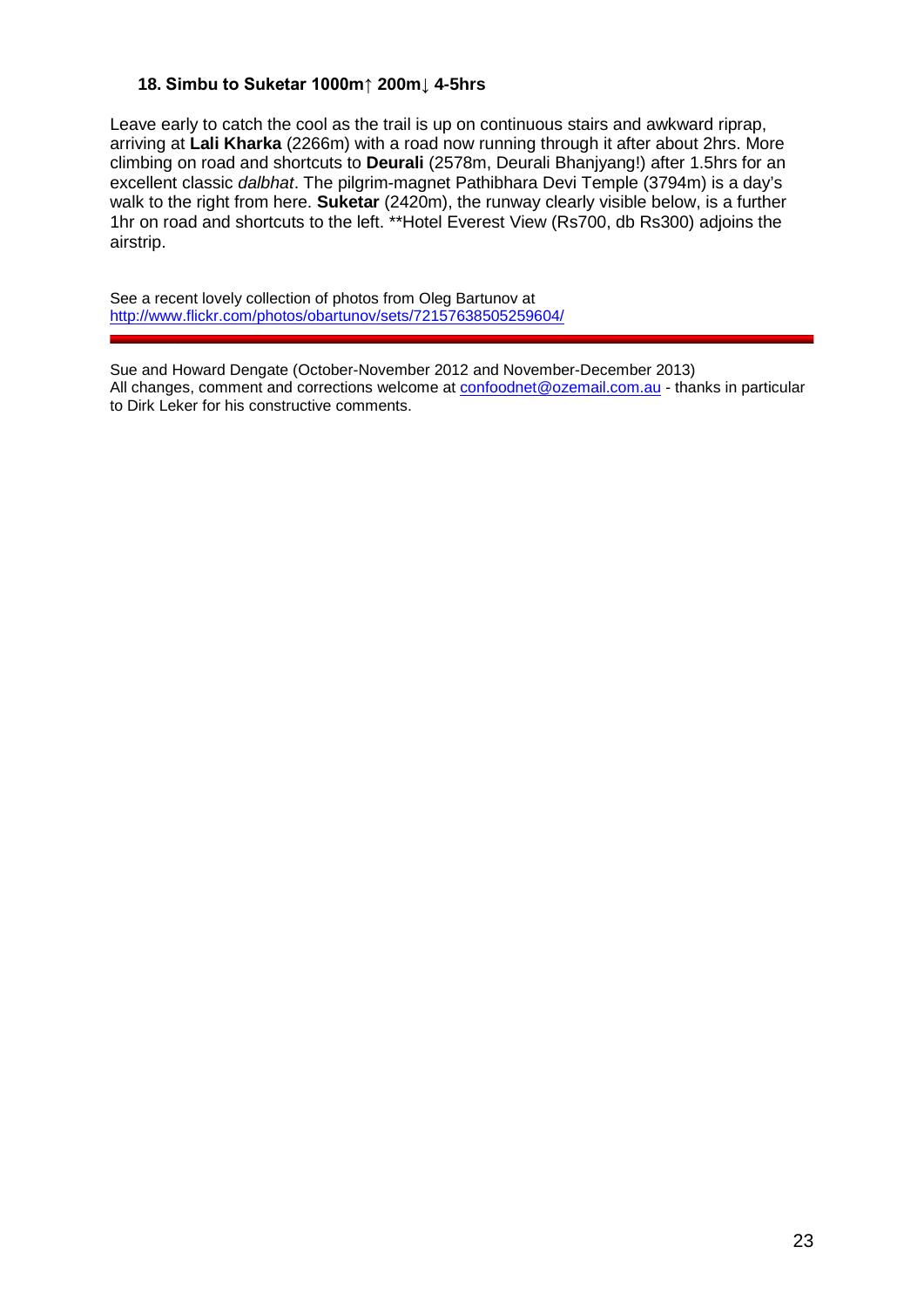### 18. Simbu to Suketar 1000m↑ 200m↓ 4-5hrs

Leave early to catch the cool as the trail is up on continuous stairs and awkward riprap, arriving at **Lali Kharka** (2266m) with a road now running through it after about 2hrs. More climbing on road and shortcuts to **Deurali** (2578m, Deurali Bhanjyang!) after 1.5hrs for an excellent classic *dalbhat*. The pilgrim-magnet Pathibhara Devi Temple (3794m) is a day's walk to the right from here. **Suketar** (2420m), the runway clearly visible below, is a further 1hr on road and shortcuts to the left. **Hotel Everest View (Rs700, db Rs300) adjoins the airstrip.

See a recent lovely collection of photos from Oleg Bartunov at [http://www.flickr.com/photos/obartunov/sets/72157638505259604/](http://www.flickr.com/photos/obartunov/sets/72157638505259604/)

---

Sue and Howard Dengate (October-November 2012 and November-December 2013)
All changes, comment and corrections welcome at [confoodnet@ozemail.com.au](mailto:confoodnet@ozemail.com.au) - thanks in particular to Dirk Leker for his constructive comments.